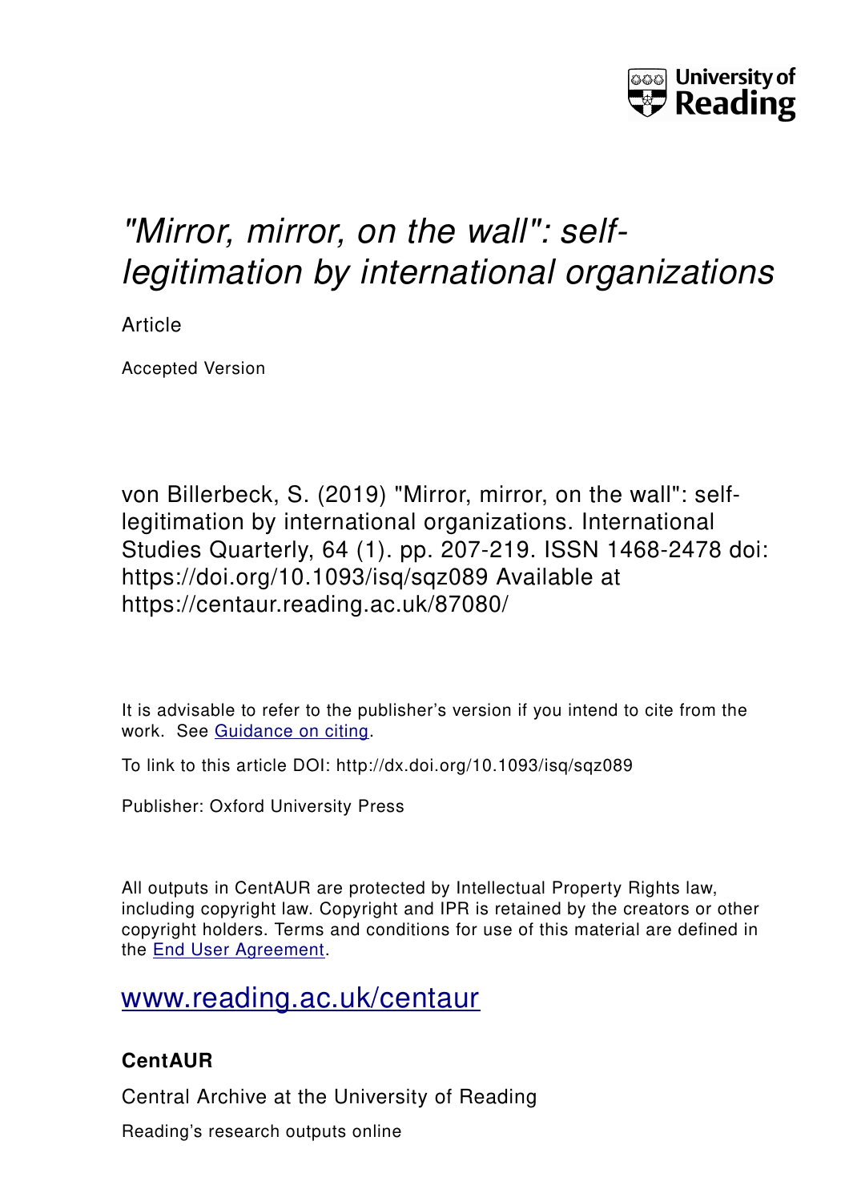University of Reading

# *"Mirror, mirror, on the wall": self-legitimation by international organizations*

Article

Accepted Version

von Billerbeck, S. (2019) "Mirror, mirror, on the wall": self-legitimation by international organizations. International Studies Quarterly, 64 (1). pp. 207-219. ISSN 1468-2478 doi: https://doi.org/10.1093/isq/sqz089 Available at https://centaur.reading.ac.uk/87080/

It is advisable to refer to the publisher's version if you intend to cite from the work. See [Guidance on citing](http://centaur.reading.ac.uk/71187/10/CentAUR%20citing%20guide.pdf).

To link to this article DOI: http://dx.doi.org/10.1093/isq/sqz089

Publisher: Oxford University Press

All outputs in CentAUR are protected by Intellectual Property Rights law, including copyright law. Copyright and IPR is retained by the creators or other copyright holders. Terms and conditions for use of this material are defined in the [End User Agreement](http://centaur.reading.ac.uk/licence).

[www.reading.ac.uk/centaur](http://www.reading.ac.uk/centaur)

## CentAUR

Central Archive at the University of Reading

Reading's research outputs online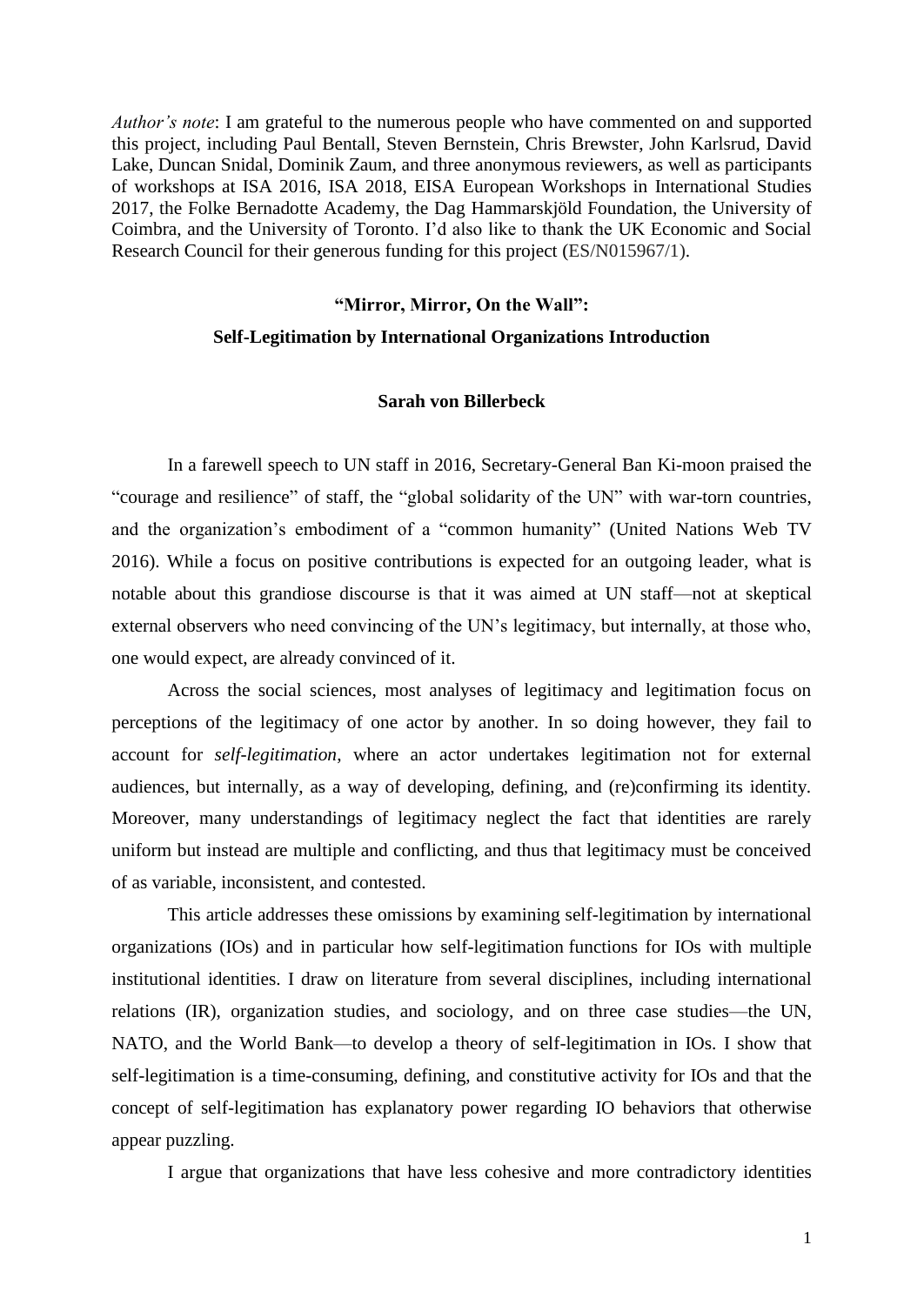*Author's note*: I am grateful to the numerous people who have commented on and supported this project, including Paul Bentall, Steven Bernstein, Chris Brewster, John Karlsrud, David Lake, Duncan Snidal, Dominik Zaum, and three anonymous reviewers, as well as participants of workshops at ISA 2016, ISA 2018, EISA European Workshops in International Studies 2017, the Folke Bernadotte Academy, the Dag Hammarskjöld Foundation, the University of Coimbra, and the University of Toronto. I'd also like to thank the UK Economic and Social Research Council for their generous funding for this project (ES/N015967/1).

# "Mirror, Mirror, On the Wall": Self-Legitimation by International Organizations Introduction

**Sarah von Billerbeck**

In a farewell speech to UN staff in 2016, Secretary-General Ban Ki-moon praised the "courage and resilience" of staff, the "global solidarity of the UN" with war-torn countries, and the organization's embodiment of a "common humanity" (United Nations Web TV 2016). While a focus on positive contributions is expected for an outgoing leader, what is notable about this grandiose discourse is that it was aimed at UN staff—not at skeptical external observers who need convincing of the UN's legitimacy, but internally, at those who, one would expect, are already convinced of it.

Across the social sciences, most analyses of legitimacy and legitimation focus on perceptions of the legitimacy of one actor by another. In so doing however, they fail to account for *self-legitimation*, where an actor undertakes legitimation not for external audiences, but internally, as a way of developing, defining, and (re)confirming its identity. Moreover, many understandings of legitimacy neglect the fact that identities are rarely uniform but instead are multiple and conflicting, and thus that legitimacy must be conceived of as variable, inconsistent, and contested.

This article addresses these omissions by examining self-legitimation by international organizations (IOs) and in particular how self-legitimation functions for IOs with multiple institutional identities. I draw on literature from several disciplines, including international relations (IR), organization studies, and sociology, and on three case studies—the UN, NATO, and the World Bank—to develop a theory of self-legitimation in IOs. I show that self-legitimation is a time-consuming, defining, and constitutive activity for IOs and that the concept of self-legitimation has explanatory power regarding IO behaviors that otherwise appear puzzling.

I argue that organizations that have less cohesive and more contradictory identities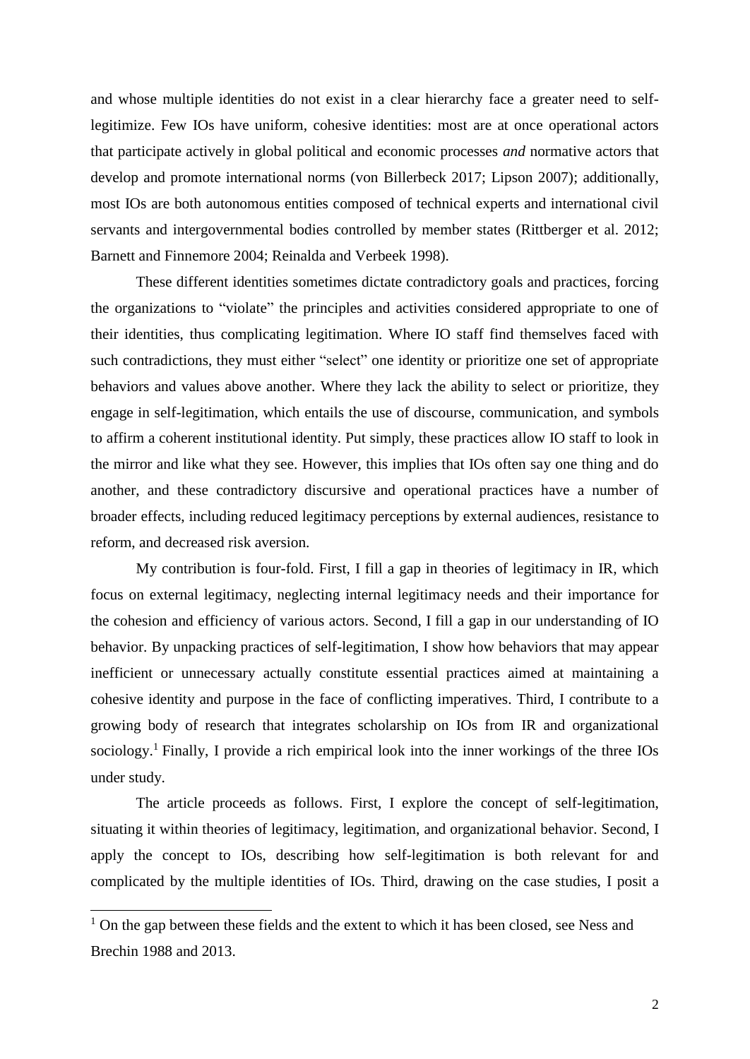and whose multiple identities do not exist in a clear hierarchy face a greater need to self-legitimize. Few IOs have uniform, cohesive identities: most are at once operational actors that participate actively in global political and economic processes *and* normative actors that develop and promote international norms (von Billerbeck 2017; Lipson 2007); additionally, most IOs are both autonomous entities composed of technical experts and international civil servants and intergovernmental bodies controlled by member states (Rittberger et al. 2012; Barnett and Finnemore 2004; Reinalda and Verbeek 1998).

These different identities sometimes dictate contradictory goals and practices, forcing the organizations to "violate" the principles and activities considered appropriate to one of their identities, thus complicating legitimation. Where IO staff find themselves faced with such contradictions, they must either "select" one identity or prioritize one set of appropriate behaviors and values above another. Where they lack the ability to select or prioritize, they engage in self-legitimation, which entails the use of discourse, communication, and symbols to affirm a coherent institutional identity. Put simply, these practices allow IO staff to look in the mirror and like what they see. However, this implies that IOs often say one thing and do another, and these contradictory discursive and operational practices have a number of broader effects, including reduced legitimacy perceptions by external audiences, resistance to reform, and decreased risk aversion.

My contribution is four-fold. First, I fill a gap in theories of legitimacy in IR, which focus on external legitimacy, neglecting internal legitimacy needs and their importance for the cohesion and efficiency of various actors. Second, I fill a gap in our understanding of IO behavior. By unpacking practices of self-legitimation, I show how behaviors that may appear inefficient or unnecessary actually constitute essential practices aimed at maintaining a cohesive identity and purpose in the face of conflicting imperatives. Third, I contribute to a growing body of research that integrates scholarship on IOs from IR and organizational sociology.[1] Finally, I provide a rich empirical look into the inner workings of the three IOs under study.

The article proceeds as follows. First, I explore the concept of self-legitimation, situating it within theories of legitimacy, legitimation, and organizational behavior. Second, I apply the concept to IOs, describing how self-legitimation is both relevant for and complicated by the multiple identities of IOs. Third, drawing on the case studies, I posit a

[1] On the gap between these fields and the extent to which it has been closed, see Ness and Brechin 1988 and 2013.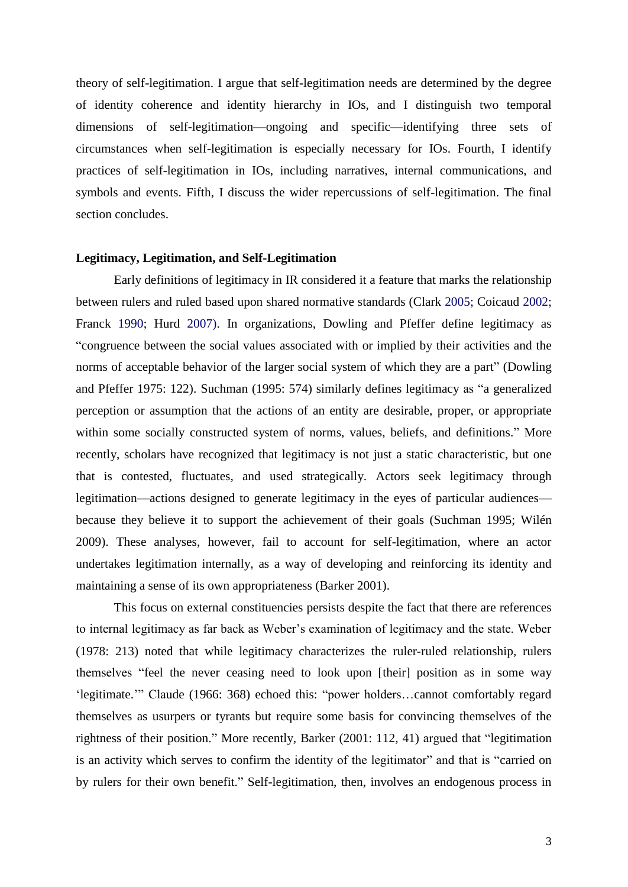theory of self-legitimation. I argue that self-legitimation needs are determined by the degree of identity coherence and identity hierarchy in IOs, and I distinguish two temporal dimensions of self-legitimation—ongoing and specific—identifying three sets of circumstances when self-legitimation is especially necessary for IOs. Fourth, I identify practices of self-legitimation in IOs, including narratives, internal communications, and symbols and events. Fifth, I discuss the wider repercussions of self-legitimation. The final section concludes.

## Legitimacy, Legitimation, and Self-Legitimation

Early definitions of legitimacy in IR considered it a feature that marks the relationship between rulers and ruled based upon shared normative standards (Clark 2005; Coicaud 2002; Franck 1990; Hurd 2007). In organizations, Dowling and Pfeffer define legitimacy as "congruence between the social values associated with or implied by their activities and the norms of acceptable behavior of the larger social system of which they are a part" (Dowling and Pfeffer 1975: 122). Suchman (1995: 574) similarly defines legitimacy as "a generalized perception or assumption that the actions of an entity are desirable, proper, or appropriate within some socially constructed system of norms, values, beliefs, and definitions." More recently, scholars have recognized that legitimacy is not just a static characteristic, but one that is contested, fluctuates, and used strategically. Actors seek legitimacy through legitimation—actions designed to generate legitimacy in the eyes of particular audiences—because they believe it to support the achievement of their goals (Suchman 1995; Wilén 2009). These analyses, however, fail to account for self-legitimation, where an actor undertakes legitimation internally, as a way of developing and reinforcing its identity and maintaining a sense of its own appropriateness (Barker 2001).

This focus on external constituencies persists despite the fact that there are references to internal legitimacy as far back as Weber's examination of legitimacy and the state. Weber (1978: 213) noted that while legitimacy characterizes the ruler-ruled relationship, rulers themselves "feel the never ceasing need to look upon [their] position as in some way 'legitimate.'" Claude (1966: 368) echoed this: "power holders…cannot comfortably regard themselves as usurpers or tyrants but require some basis for convincing themselves of the rightness of their position." More recently, Barker (2001: 112, 41) argued that "legitimation is an activity which serves to confirm the identity of the legitimator" and that is "carried on by rulers for their own benefit." Self-legitimation, then, involves an endogenous process in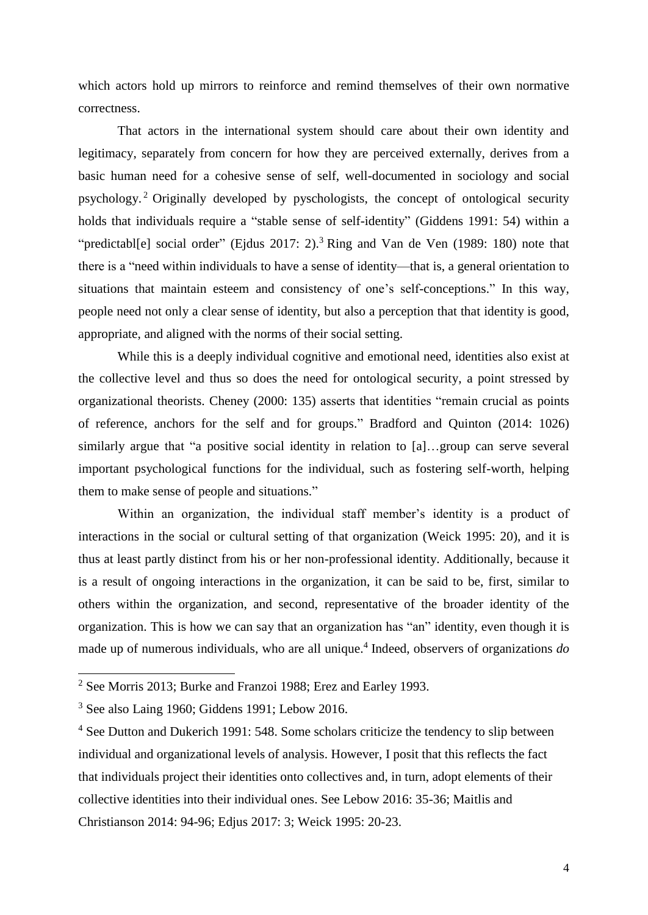which actors hold up mirrors to reinforce and remind themselves of their own normative correctness.

That actors in the international system should care about their own identity and legitimacy, separately from concern for how they are perceived externally, derives from a basic human need for a cohesive sense of self, well-documented in sociology and social psychology.[2] Originally developed by pyschologists, the concept of ontological security holds that individuals require a "stable sense of self-identity" (Giddens 1991: 54) within a "predictabl[e] social order" (Ejdus 2017: 2).[3] Ring and Van de Ven (1989: 180) note that there is a "need within individuals to have a sense of identity—that is, a general orientation to situations that maintain esteem and consistency of one's self-conceptions." In this way, people need not only a clear sense of identity, but also a perception that that identity is good, appropriate, and aligned with the norms of their social setting.

While this is a deeply individual cognitive and emotional need, identities also exist at the collective level and thus so does the need for ontological security, a point stressed by organizational theorists. Cheney (2000: 135) asserts that identities "remain crucial as points of reference, anchors for the self and for groups." Bradford and Quinton (2014: 1026) similarly argue that "a positive social identity in relation to [a]…group can serve several important psychological functions for the individual, such as fostering self-worth, helping them to make sense of people and situations."

Within an organization, the individual staff member's identity is a product of interactions in the social or cultural setting of that organization (Weick 1995: 20), and it is thus at least partly distinct from his or her non-professional identity. Additionally, because it is a result of ongoing interactions in the organization, it can be said to be, first, similar to others within the organization, and second, representative of the broader identity of the organization. This is how we can say that an organization has "an" identity, even though it is made up of numerous individuals, who are all unique.[4] Indeed, observers of organizations *do*

---

[2] See Morris 2013; Burke and Franzoi 1988; Erez and Earley 1993.

[3] See also Laing 1960; Giddens 1991; Lebow 2016.

[4] See Dutton and Dukerich 1991: 548. Some scholars criticize the tendency to slip between individual and organizational levels of analysis. However, I posit that this reflects the fact that individuals project their identities onto collectives and, in turn, adopt elements of their collective identities into their individual ones. See Lebow 2016: 35-36; Maitlis and Christianson 2014: 94-96; Edjus 2017: 3; Weick 1995: 20-23.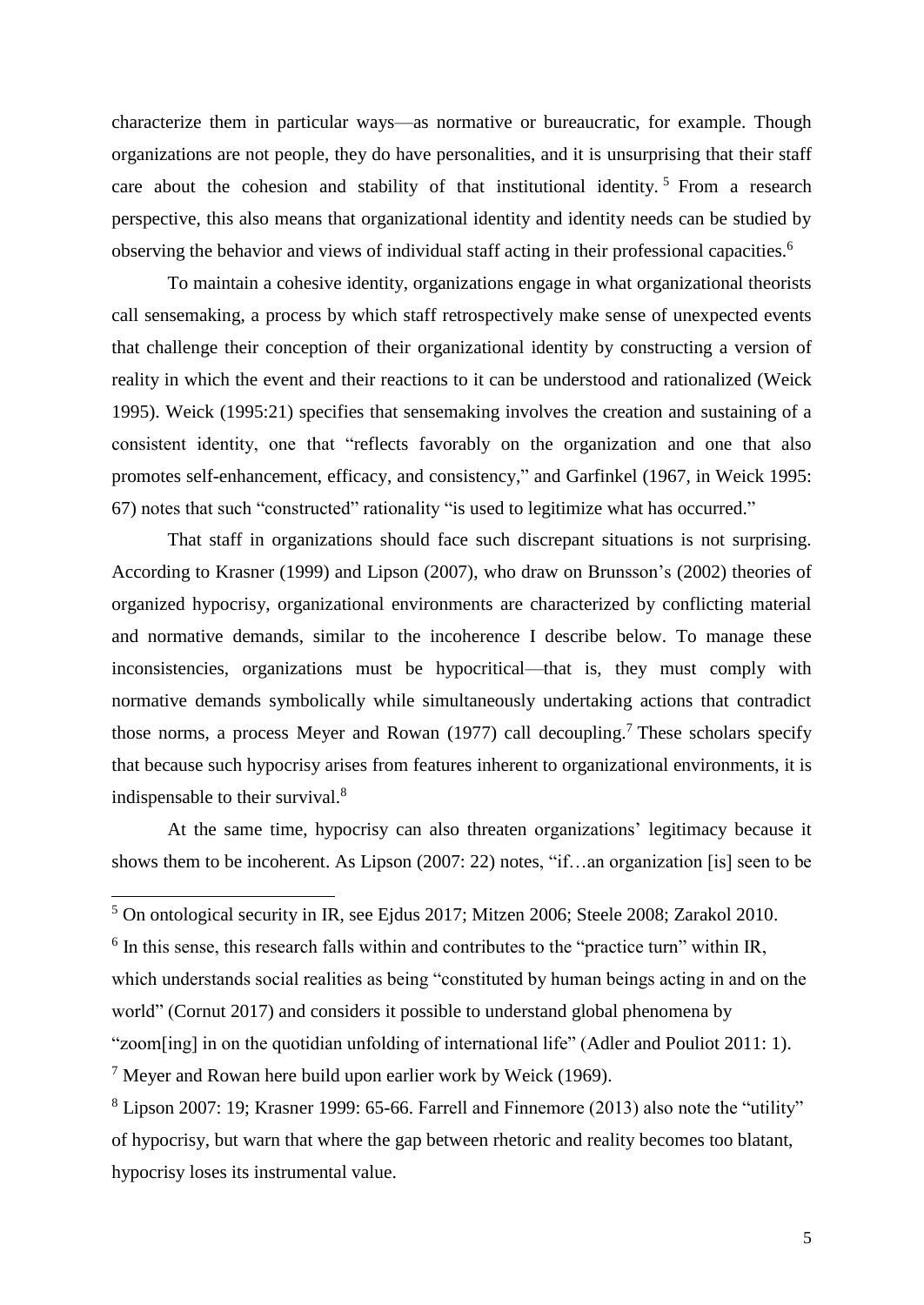characterize them in particular ways—as normative or bureaucratic, for example. Though organizations are not people, they do have personalities, and it is unsurprising that their staff care about the cohesion and stability of that institutional identity.[5] From a research perspective, this also means that organizational identity and identity needs can be studied by observing the behavior and views of individual staff acting in their professional capacities.[6]

To maintain a cohesive identity, organizations engage in what organizational theorists call sensemaking, a process by which staff retrospectively make sense of unexpected events that challenge their conception of their organizational identity by constructing a version of reality in which the event and their reactions to it can be understood and rationalized (Weick 1995). Weick (1995:21) specifies that sensemaking involves the creation and sustaining of a consistent identity, one that "reflects favorably on the organization and one that also promotes self-enhancement, efficacy, and consistency," and Garfinkel (1967, in Weick 1995: 67) notes that such "constructed" rationality "is used to legitimize what has occurred."

That staff in organizations should face such discrepant situations is not surprising. According to Krasner (1999) and Lipson (2007), who draw on Brunsson's (2002) theories of organized hypocrisy, organizational environments are characterized by conflicting material and normative demands, similar to the incoherence I describe below. To manage these inconsistencies, organizations must be hypocritical—that is, they must comply with normative demands symbolically while simultaneously undertaking actions that contradict those norms, a process Meyer and Rowan (1977) call decoupling.[7] These scholars specify that because such hypocrisy arises from features inherent to organizational environments, it is indispensable to their survival.[8]

At the same time, hypocrisy can also threaten organizations' legitimacy because it shows them to be incoherent. As Lipson (2007: 22) notes, "if…an organization [is] seen to be

[5] On ontological security in IR, see Ejdus 2017; Mitzen 2006; Steele 2008; Zarakol 2010.

[6] In this sense, this research falls within and contributes to the "practice turn" within IR, which understands social realities as being "constituted by human beings acting in and on the world" (Cornut 2017) and considers it possible to understand global phenomena by "zoom[ing] in on the quotidian unfolding of international life" (Adler and Pouliot 2011: 1).

[7] Meyer and Rowan here build upon earlier work by Weick (1969).

[8] Lipson 2007: 19; Krasner 1999: 65-66. Farrell and Finnemore (2013) also note the "utility" of hypocrisy, but warn that where the gap between rhetoric and reality becomes too blatant, hypocrisy loses its instrumental value.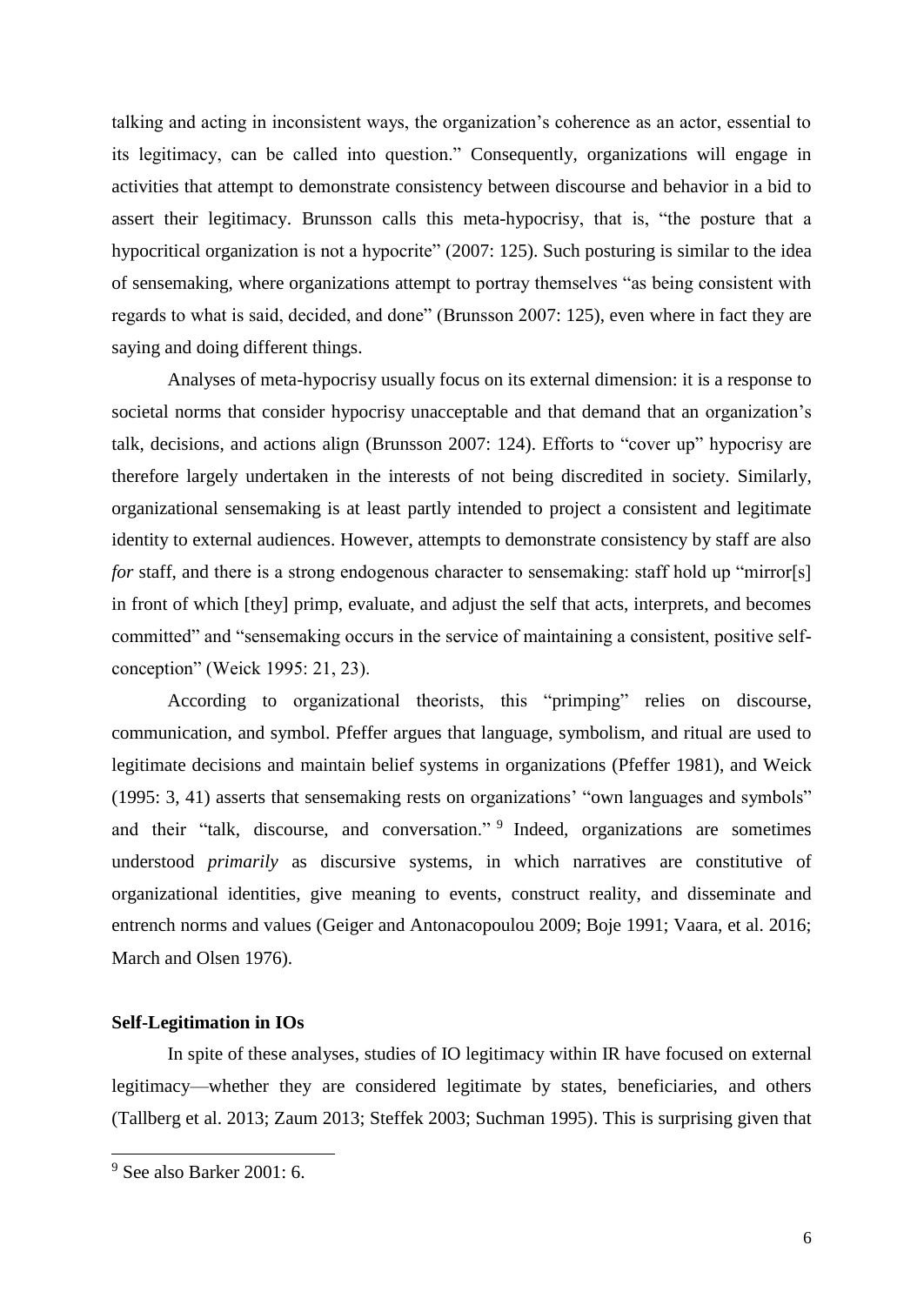talking and acting in inconsistent ways, the organization's coherence as an actor, essential to its legitimacy, can be called into question." Consequently, organizations will engage in activities that attempt to demonstrate consistency between discourse and behavior in a bid to assert their legitimacy. Brunsson calls this meta-hypocrisy, that is, "the posture that a hypocritical organization is not a hypocrite" (2007: 125). Such posturing is similar to the idea of sensemaking, where organizations attempt to portray themselves "as being consistent with regards to what is said, decided, and done" (Brunsson 2007: 125), even where in fact they are saying and doing different things.

Analyses of meta-hypocrisy usually focus on its external dimension: it is a response to societal norms that consider hypocrisy unacceptable and that demand that an organization's talk, decisions, and actions align (Brunsson 2007: 124). Efforts to "cover up" hypocrisy are therefore largely undertaken in the interests of not being discredited in society. Similarly, organizational sensemaking is at least partly intended to project a consistent and legitimate identity to external audiences. However, attempts to demonstrate consistency by staff are also *for* staff, and there is a strong endogenous character to sensemaking: staff hold up "mirror[s] in front of which [they] primp, evaluate, and adjust the self that acts, interprets, and becomes committed" and "sensemaking occurs in the service of maintaining a consistent, positive self-conception" (Weick 1995: 21, 23).

According to organizational theorists, this "primping" relies on discourse, communication, and symbol. Pfeffer argues that language, symbolism, and ritual are used to legitimate decisions and maintain belief systems in organizations (Pfeffer 1981), and Weick (1995: 3, 41) asserts that sensemaking rests on organizations' "own languages and symbols" and their "talk, discourse, and conversation." [9] Indeed, organizations are sometimes understood *primarily* as discursive systems, in which narratives are constitutive of organizational identities, give meaning to events, construct reality, and disseminate and entrench norms and values (Geiger and Antonacopoulou 2009; Boje 1991; Vaara, et al. 2016; March and Olsen 1976).

**Self-Legitimation in IOs**

In spite of these analyses, studies of IO legitimacy within IR have focused on external legitimacy—whether they are considered legitimate by states, beneficiaries, and others (Tallberg et al. 2013; Zaum 2013; Steffek 2003; Suchman 1995). This is surprising given that

[9] See also Barker 2001: 6.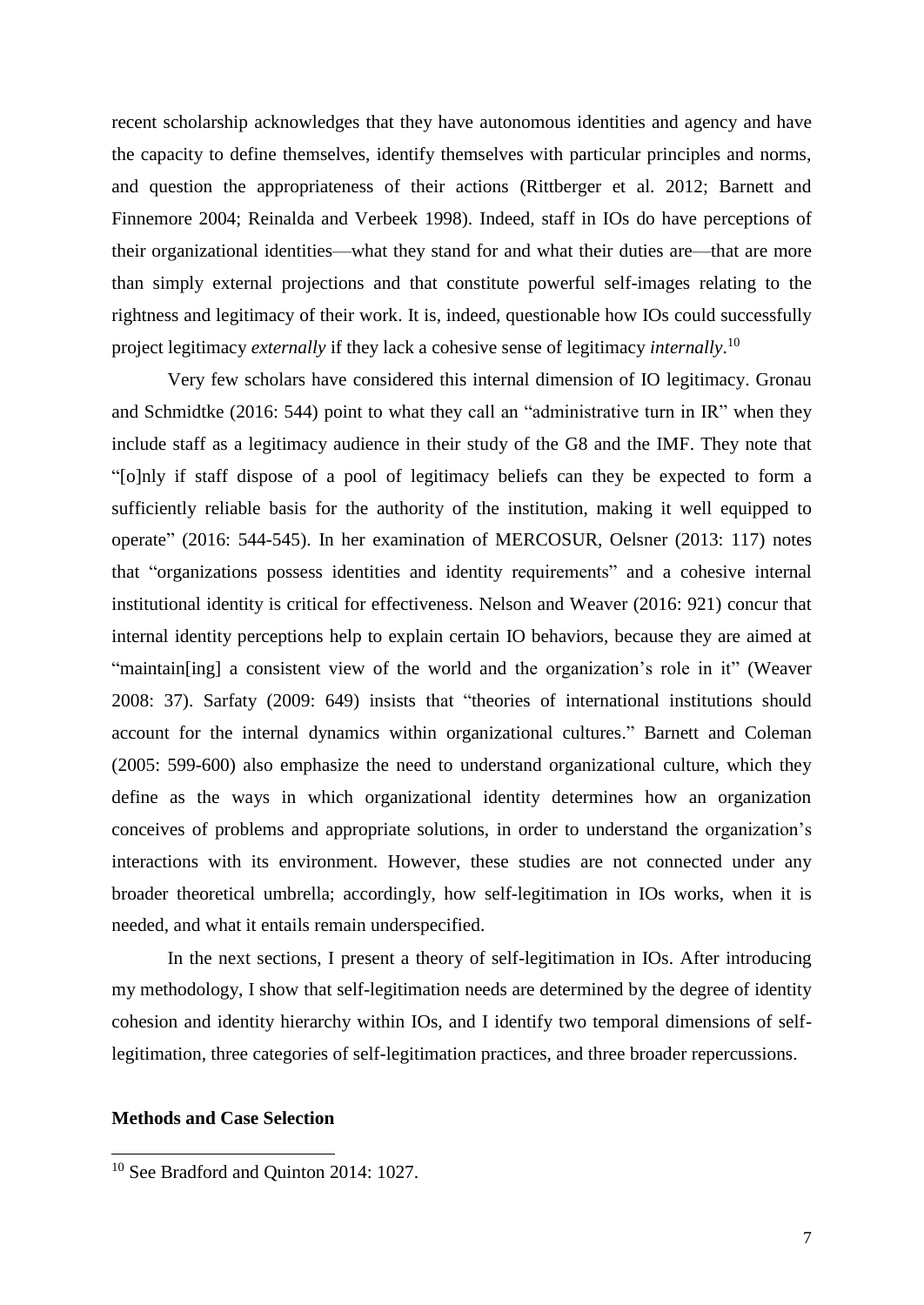recent scholarship acknowledges that they have autonomous identities and agency and have the capacity to define themselves, identify themselves with particular principles and norms, and question the appropriateness of their actions (Rittberger et al. 2012; Barnett and Finnemore 2004; Reinalda and Verbeek 1998). Indeed, staff in IOs do have perceptions of their organizational identities—what they stand for and what their duties are—that are more than simply external projections and that constitute powerful self-images relating to the rightness and legitimacy of their work. It is, indeed, questionable how IOs could successfully project legitimacy *externally* if they lack a cohesive sense of legitimacy *internally*.[10]

Very few scholars have considered this internal dimension of IO legitimacy. Gronau and Schmidtke (2016: 544) point to what they call an "administrative turn in IR" when they include staff as a legitimacy audience in their study of the G8 and the IMF. They note that "[o]nly if staff dispose of a pool of legitimacy beliefs can they be expected to form a sufficiently reliable basis for the authority of the institution, making it well equipped to operate" (2016: 544-545). In her examination of MERCOSUR, Oelsner (2013: 117) notes that "organizations possess identities and identity requirements" and a cohesive internal institutional identity is critical for effectiveness. Nelson and Weaver (2016: 921) concur that internal identity perceptions help to explain certain IO behaviors, because they are aimed at "maintain[ing] a consistent view of the world and the organization's role in it" (Weaver 2008: 37). Sarfaty (2009: 649) insists that "theories of international institutions should account for the internal dynamics within organizational cultures." Barnett and Coleman (2005: 599-600) also emphasize the need to understand organizational culture, which they define as the ways in which organizational identity determines how an organization conceives of problems and appropriate solutions, in order to understand the organization's interactions with its environment. However, these studies are not connected under any broader theoretical umbrella; accordingly, how self-legitimation in IOs works, when it is needed, and what it entails remain underspecified.

In the next sections, I present a theory of self-legitimation in IOs. After introducing my methodology, I show that self-legitimation needs are determined by the degree of identity cohesion and identity hierarchy within IOs, and I identify two temporal dimensions of self-legitimation, three categories of self-legitimation practices, and three broader repercussions.

**Methods and Case Selection**

[10] See Bradford and Quinton 2014: 1027.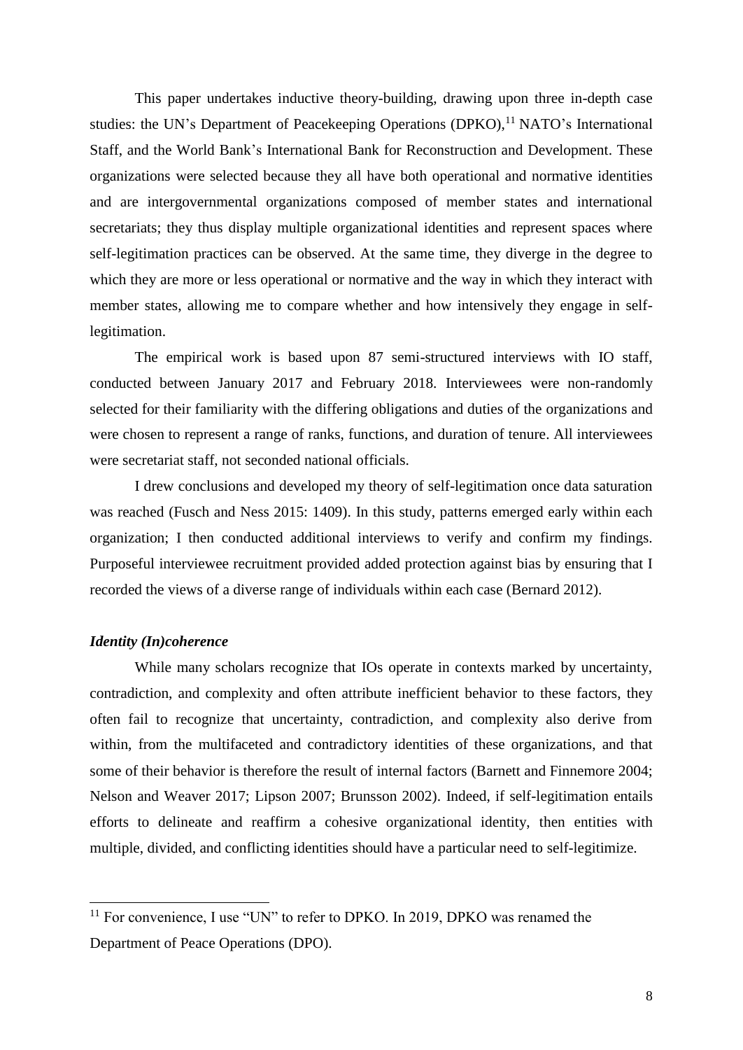This paper undertakes inductive theory-building, drawing upon three in-depth case studies: the UN's Department of Peacekeeping Operations (DPKO),[11] NATO's International Staff, and the World Bank's International Bank for Reconstruction and Development. These organizations were selected because they all have both operational and normative identities and are intergovernmental organizations composed of member states and international secretariats; they thus display multiple organizational identities and represent spaces where self-legitimation practices can be observed. At the same time, they diverge in the degree to which they are more or less operational or normative and the way in which they interact with member states, allowing me to compare whether and how intensively they engage in self-legitimation.

The empirical work is based upon 87 semi-structured interviews with IO staff, conducted between January 2017 and February 2018. Interviewees were non-randomly selected for their familiarity with the differing obligations and duties of the organizations and were chosen to represent a range of ranks, functions, and duration of tenure. All interviewees were secretariat staff, not seconded national officials.

I drew conclusions and developed my theory of self-legitimation once data saturation was reached (Fusch and Ness 2015: 1409). In this study, patterns emerged early within each organization; I then conducted additional interviews to verify and confirm my findings. Purposeful interviewee recruitment provided added protection against bias by ensuring that I recorded the views of a diverse range of individuals within each case (Bernard 2012).

### *Identity (In)coherence*

While many scholars recognize that IOs operate in contexts marked by uncertainty, contradiction, and complexity and often attribute inefficient behavior to these factors, they often fail to recognize that uncertainty, contradiction, and complexity also derive from within, from the multifaceted and contradictory identities of these organizations, and that some of their behavior is therefore the result of internal factors (Barnett and Finnemore 2004; Nelson and Weaver 2017; Lipson 2007; Brunsson 2002). Indeed, if self-legitimation entails efforts to delineate and reaffirm a cohesive organizational identity, then entities with multiple, divided, and conflicting identities should have a particular need to self-legitimize.

---

[11] For convenience, I use "UN" to refer to DPKO. In 2019, DPKO was renamed the Department of Peace Operations (DPO).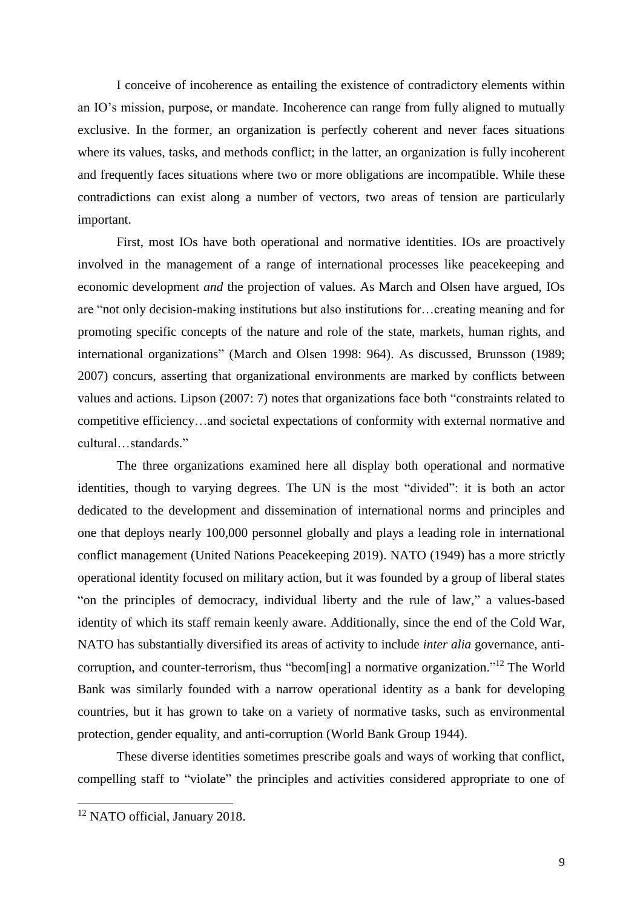I conceive of incoherence as entailing the existence of contradictory elements within an IO's mission, purpose, or mandate. Incoherence can range from fully aligned to mutually exclusive. In the former, an organization is perfectly coherent and never faces situations where its values, tasks, and methods conflict; in the latter, an organization is fully incoherent and frequently faces situations where two or more obligations are incompatible. While these contradictions can exist along a number of vectors, two areas of tension are particularly important.

First, most IOs have both operational and normative identities. IOs are proactively involved in the management of a range of international processes like peacekeeping and economic development *and* the projection of values. As March and Olsen have argued, IOs are "not only decision-making institutions but also institutions for…creating meaning and for promoting specific concepts of the nature and role of the state, markets, human rights, and international organizations" (March and Olsen 1998: 964). As discussed, Brunsson (1989; 2007) concurs, asserting that organizational environments are marked by conflicts between values and actions. Lipson (2007: 7) notes that organizations face both "constraints related to competitive efficiency…and societal expectations of conformity with external normative and cultural…standards."

The three organizations examined here all display both operational and normative identities, though to varying degrees. The UN is the most "divided": it is both an actor dedicated to the development and dissemination of international norms and principles and one that deploys nearly 100,000 personnel globally and plays a leading role in international conflict management (United Nations Peacekeeping 2019). NATO (1949) has a more strictly operational identity focused on military action, but it was founded by a group of liberal states "on the principles of democracy, individual liberty and the rule of law," a values-based identity of which its staff remain keenly aware. Additionally, since the end of the Cold War, NATO has substantially diversified its areas of activity to include *inter alia* governance, anti-corruption, and counter-terrorism, thus "becom[ing] a normative organization."[12] The World Bank was similarly founded with a narrow operational identity as a bank for developing countries, but it has grown to take on a variety of normative tasks, such as environmental protection, gender equality, and anti-corruption (World Bank Group 1944).

These diverse identities sometimes prescribe goals and ways of working that conflict, compelling staff to "violate" the principles and activities considered appropriate to one of

[12] NATO official, January 2018.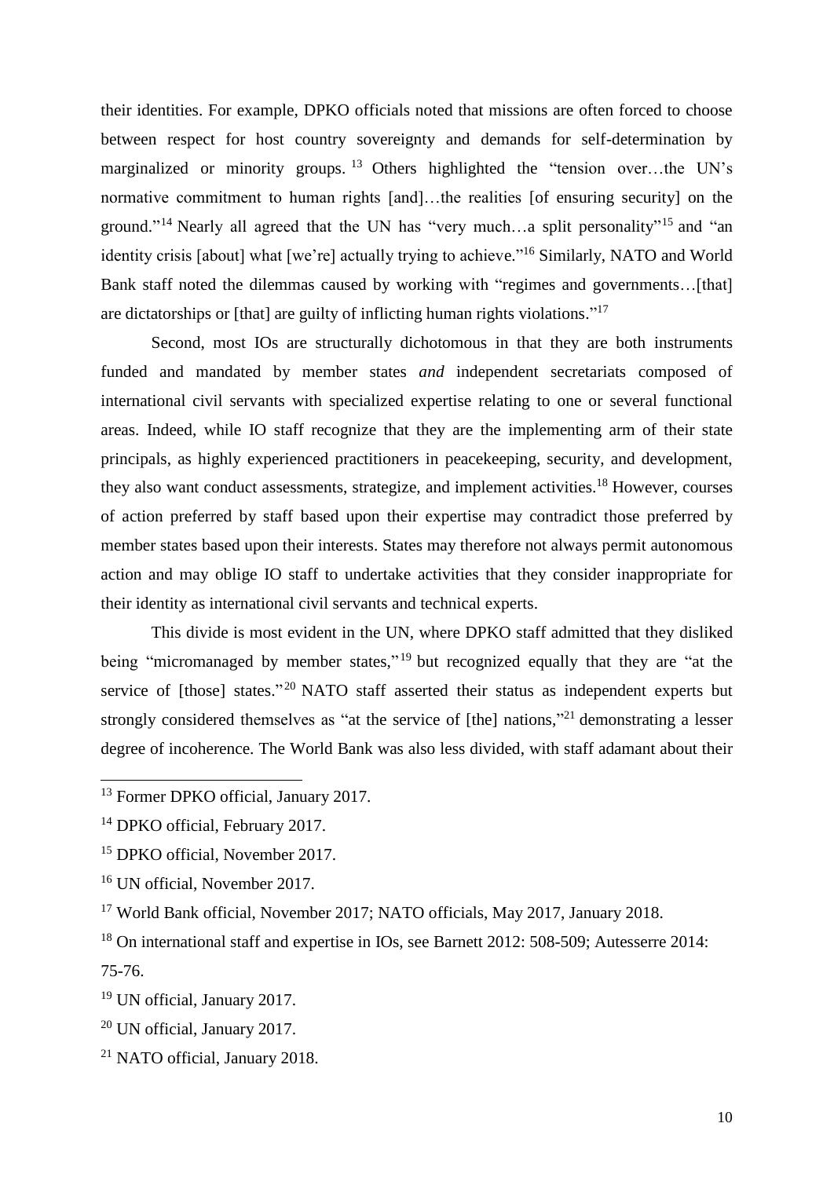their identities. For example, DPKO officials noted that missions are often forced to choose between respect for host country sovereignty and demands for self-determination by marginalized or minority groups.[13] Others highlighted the "tension over…the UN's normative commitment to human rights [and]…the realities [of ensuring security] on the ground."[14] Nearly all agreed that the UN has "very much…a split personality"[15] and "an identity crisis [about] what [we're] actually trying to achieve."[16] Similarly, NATO and World Bank staff noted the dilemmas caused by working with "regimes and governments…[that] are dictatorships or [that] are guilty of inflicting human rights violations."[17]

Second, most IOs are structurally dichotomous in that they are both instruments funded and mandated by member states *and* independent secretariats composed of international civil servants with specialized expertise relating to one or several functional areas. Indeed, while IO staff recognize that they are the implementing arm of their state principals, as highly experienced practitioners in peacekeeping, security, and development, they also want conduct assessments, strategize, and implement activities.[18] However, courses of action preferred by staff based upon their expertise may contradict those preferred by member states based upon their interests. States may therefore not always permit autonomous action and may oblige IO staff to undertake activities that they consider inappropriate for their identity as international civil servants and technical experts.

This divide is most evident in the UN, where DPKO staff admitted that they disliked being "micromanaged by member states,"[19] but recognized equally that they are "at the service of [those] states."[20] NATO staff asserted their status as independent experts but strongly considered themselves as "at the service of [the] nations,"[21] demonstrating a lesser degree of incoherence. The World Bank was also less divided, with staff adamant about their

---

[13] Former DPKO official, January 2017.

[14] DPKO official, February 2017.

[15] DPKO official, November 2017.

[16] UN official, November 2017.

[17] World Bank official, November 2017; NATO officials, May 2017, January 2018.

[18] On international staff and expertise in IOs, see Barnett 2012: 508-509; Autesserre 2014: 75-76.

[19] UN official, January 2017.

[20] UN official, January 2017.

[21] NATO official, January 2018.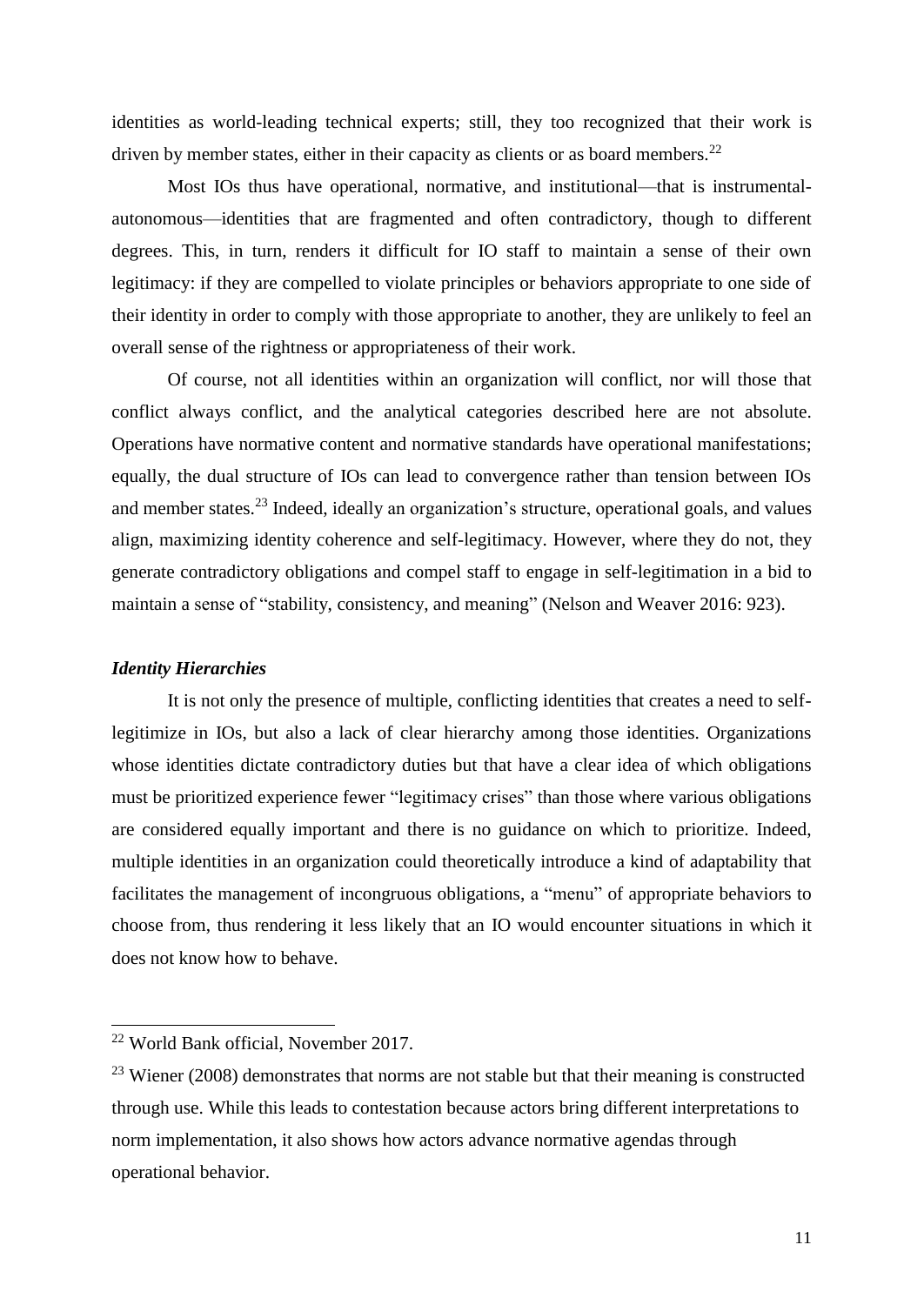identities as world-leading technical experts; still, they too recognized that their work is driven by member states, either in their capacity as clients or as board members.[22]

Most IOs thus have operational, normative, and institutional—that is instrumental-autonomous—identities that are fragmented and often contradictory, though to different degrees. This, in turn, renders it difficult for IO staff to maintain a sense of their own legitimacy: if they are compelled to violate principles or behaviors appropriate to one side of their identity in order to comply with those appropriate to another, they are unlikely to feel an overall sense of the rightness or appropriateness of their work.

Of course, not all identities within an organization will conflict, nor will those that conflict always conflict, and the analytical categories described here are not absolute. Operations have normative content and normative standards have operational manifestations; equally, the dual structure of IOs can lead to convergence rather than tension between IOs and member states.[23] Indeed, ideally an organization's structure, operational goals, and values align, maximizing identity coherence and self-legitimacy. However, where they do not, they generate contradictory obligations and compel staff to engage in self-legitimation in a bid to maintain a sense of "stability, consistency, and meaning" (Nelson and Weaver 2016: 923).

### *Identity Hierarchies*

It is not only the presence of multiple, conflicting identities that creates a need to self-legitimize in IOs, but also a lack of clear hierarchy among those identities. Organizations whose identities dictate contradictory duties but that have a clear idea of which obligations must be prioritized experience fewer "legitimacy crises" than those where various obligations are considered equally important and there is no guidance on which to prioritize. Indeed, multiple identities in an organization could theoretically introduce a kind of adaptability that facilitates the management of incongruous obligations, a "menu" of appropriate behaviors to choose from, thus rendering it less likely that an IO would encounter situations in which it does not know how to behave.

---

[22] World Bank official, November 2017.

[23] Wiener (2008) demonstrates that norms are not stable but that their meaning is constructed through use. While this leads to contestation because actors bring different interpretations to norm implementation, it also shows how actors advance normative agendas through operational behavior.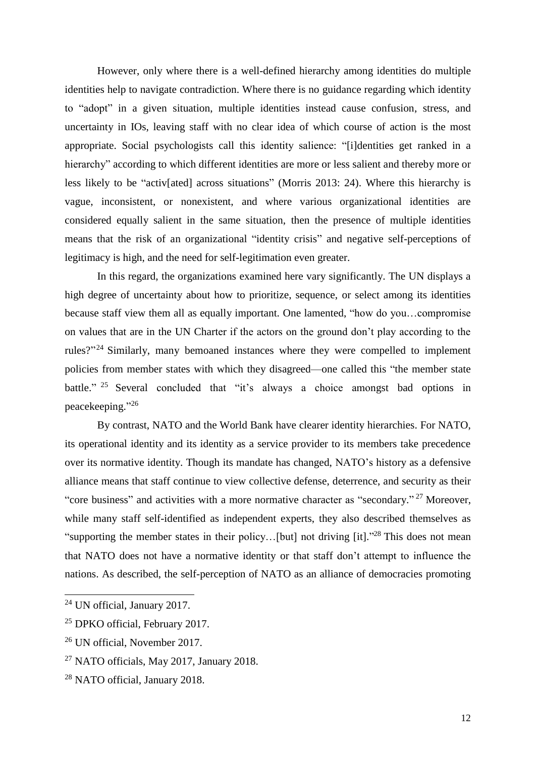However, only where there is a well-defined hierarchy among identities do multiple identities help to navigate contradiction. Where there is no guidance regarding which identity to "adopt" in a given situation, multiple identities instead cause confusion, stress, and uncertainty in IOs, leaving staff with no clear idea of which course of action is the most appropriate. Social psychologists call this identity salience: "[i]dentities get ranked in a hierarchy" according to which different identities are more or less salient and thereby more or less likely to be "activ[ated] across situations" (Morris 2013: 24). Where this hierarchy is vague, inconsistent, or nonexistent, and where various organizational identities are considered equally salient in the same situation, then the presence of multiple identities means that the risk of an organizational "identity crisis" and negative self-perceptions of legitimacy is high, and the need for self-legitimation even greater.

In this regard, the organizations examined here vary significantly. The UN displays a high degree of uncertainty about how to prioritize, sequence, or select among its identities because staff view them all as equally important. One lamented, "how do you…compromise on values that are in the UN Charter if the actors on the ground don't play according to the rules?"[24] Similarly, many bemoaned instances where they were compelled to implement policies from member states with which they disagreed—one called this "the member state battle."[25] Several concluded that "it's always a choice amongst bad options in peacekeeping."[26]

By contrast, NATO and the World Bank have clearer identity hierarchies. For NATO, its operational identity and its identity as a service provider to its members take precedence over its normative identity. Though its mandate has changed, NATO's history as a defensive alliance means that staff continue to view collective defense, deterrence, and security as their "core business" and activities with a more normative character as "secondary."[27] Moreover, while many staff self-identified as independent experts, they also described themselves as "supporting the member states in their policy…[but] not driving [it]."[28] This does not mean that NATO does not have a normative identity or that staff don't attempt to influence the nations. As described, the self-perception of NATO as an alliance of democracies promoting

---

[24] UN official, January 2017.

[25] DPKO official, February 2017.

[26] UN official, November 2017.

[27] NATO officials, May 2017, January 2018.

[28] NATO official, January 2018.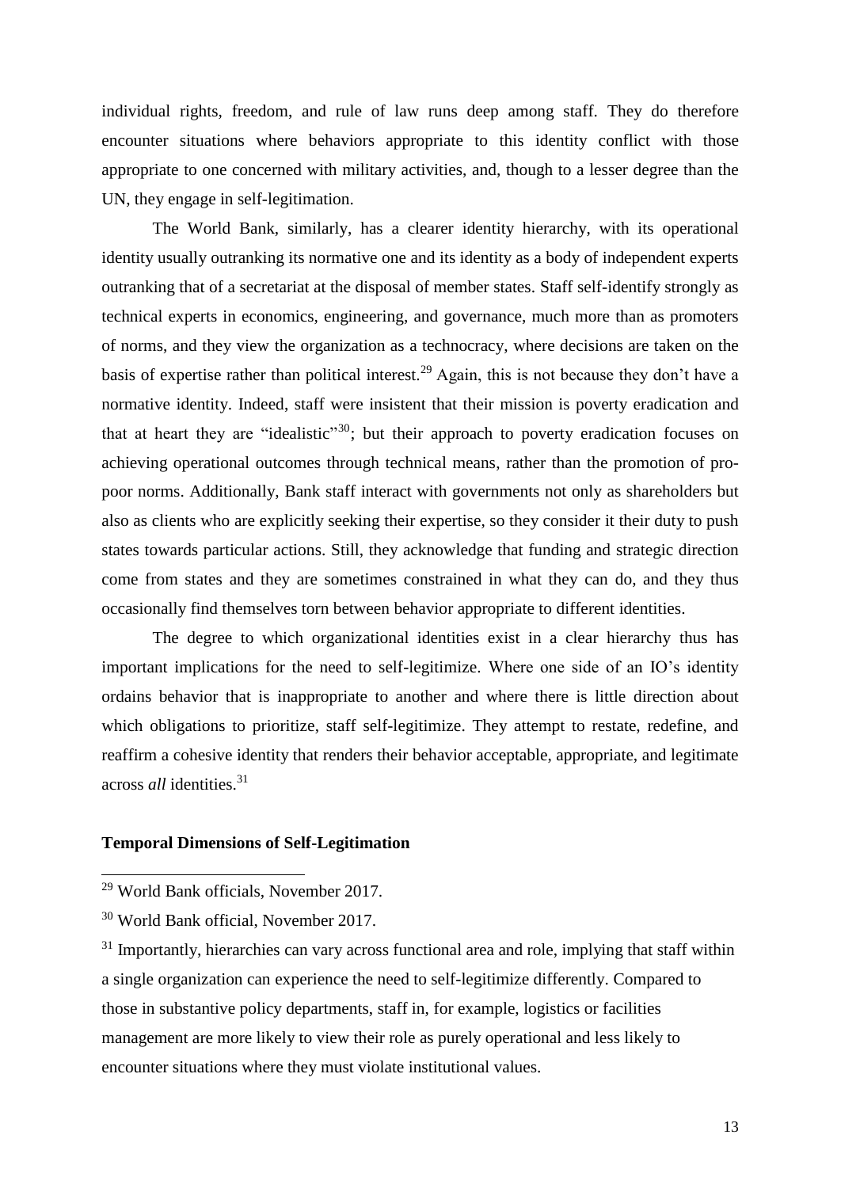individual rights, freedom, and rule of law runs deep among staff. They do therefore encounter situations where behaviors appropriate to this identity conflict with those appropriate to one concerned with military activities, and, though to a lesser degree than the UN, they engage in self-legitimation.

The World Bank, similarly, has a clearer identity hierarchy, with its operational identity usually outranking its normative one and its identity as a body of independent experts outranking that of a secretariat at the disposal of member states. Staff self-identify strongly as technical experts in economics, engineering, and governance, much more than as promoters of norms, and they view the organization as a technocracy, where decisions are taken on the basis of expertise rather than political interest.[29] Again, this is not because they don't have a normative identity. Indeed, staff were insistent that their mission is poverty eradication and that at heart they are "idealistic"[30]; but their approach to poverty eradication focuses on achieving operational outcomes through technical means, rather than the promotion of pro-poor norms. Additionally, Bank staff interact with governments not only as shareholders but also as clients who are explicitly seeking their expertise, so they consider it their duty to push states towards particular actions. Still, they acknowledge that funding and strategic direction come from states and they are sometimes constrained in what they can do, and they thus occasionally find themselves torn between behavior appropriate to different identities.

The degree to which organizational identities exist in a clear hierarchy thus has important implications for the need to self-legitimize. Where one side of an IO's identity ordains behavior that is inappropriate to another and where there is little direction about which obligations to prioritize, staff self-legitimize. They attempt to restate, redefine, and reaffirm a cohesive identity that renders their behavior acceptable, appropriate, and legitimate across *all* identities.[31]

**Temporal Dimensions of Self-Legitimation**

[29] World Bank officials, November 2017.

[30] World Bank official, November 2017.

[31] Importantly, hierarchies can vary across functional area and role, implying that staff within a single organization can experience the need to self-legitimize differently. Compared to those in substantive policy departments, staff in, for example, logistics or facilities management are more likely to view their role as purely operational and less likely to encounter situations where they must violate institutional values.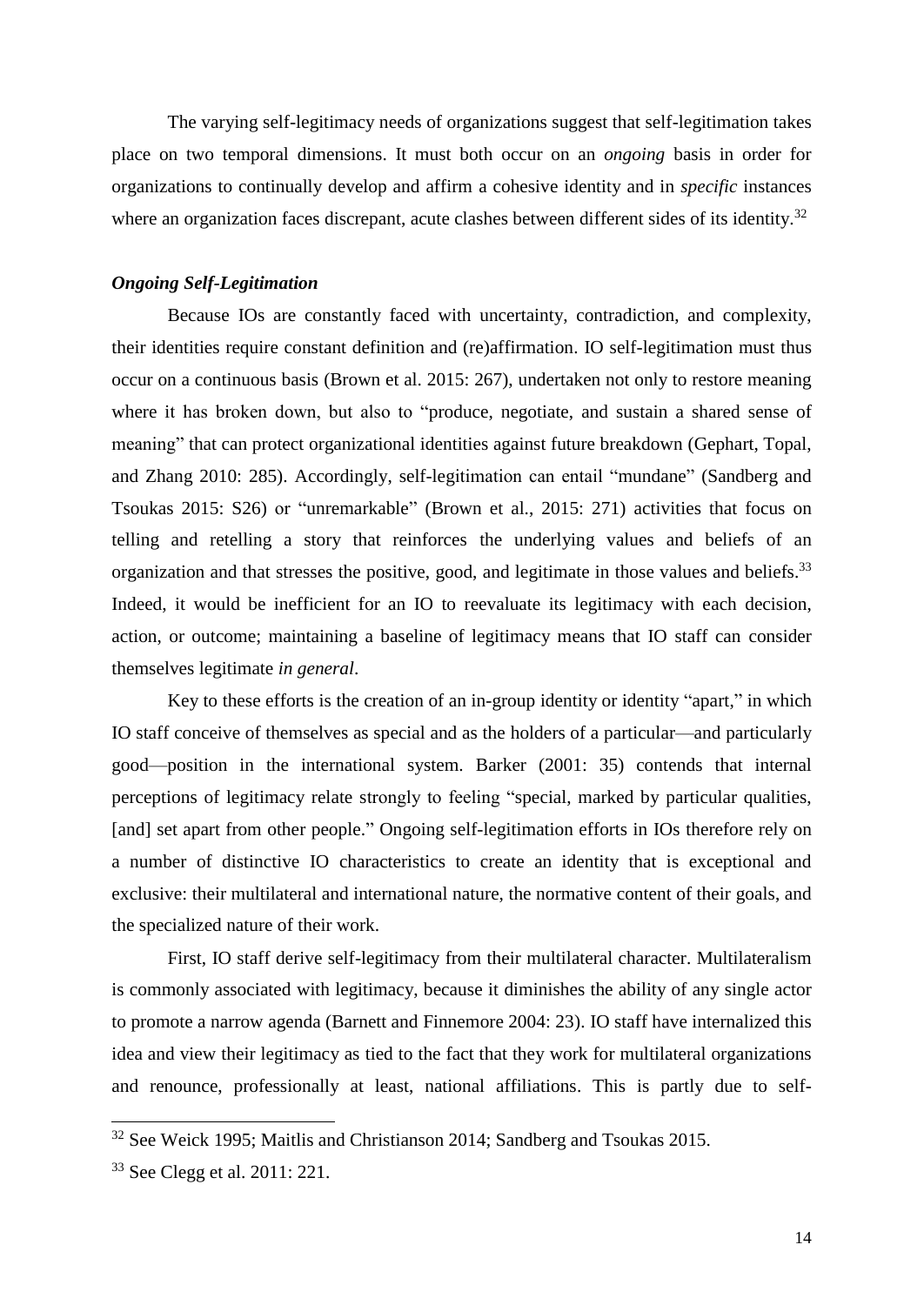The varying self-legitimacy needs of organizations suggest that self-legitimation takes place on two temporal dimensions. It must both occur on an *ongoing* basis in order for organizations to continually develop and affirm a cohesive identity and in *specific* instances where an organization faces discrepant, acute clashes between different sides of its identity.[32]

### *Ongoing Self-Legitimation*

Because IOs are constantly faced with uncertainty, contradiction, and complexity, their identities require constant definition and (re)affirmation. IO self-legitimation must thus occur on a continuous basis (Brown et al. 2015: 267), undertaken not only to restore meaning where it has broken down, but also to "produce, negotiate, and sustain a shared sense of meaning" that can protect organizational identities against future breakdown (Gephart, Topal, and Zhang 2010: 285). Accordingly, self-legitimation can entail "mundane" (Sandberg and Tsoukas 2015: S26) or "unremarkable" (Brown et al., 2015: 271) activities that focus on telling and retelling a story that reinforces the underlying values and beliefs of an organization and that stresses the positive, good, and legitimate in those values and beliefs.[33] Indeed, it would be inefficient for an IO to reevaluate its legitimacy with each decision, action, or outcome; maintaining a baseline of legitimacy means that IO staff can consider themselves legitimate *in general*.

Key to these efforts is the creation of an in-group identity or identity "apart," in which IO staff conceive of themselves as special and as the holders of a particular—and particularly good—position in the international system. Barker (2001: 35) contends that internal perceptions of legitimacy relate strongly to feeling "special, marked by particular qualities, [and] set apart from other people." Ongoing self-legitimation efforts in IOs therefore rely on a number of distinctive IO characteristics to create an identity that is exceptional and exclusive: their multilateral and international nature, the normative content of their goals, and the specialized nature of their work.

First, IO staff derive self-legitimacy from their multilateral character. Multilateralism is commonly associated with legitimacy, because it diminishes the ability of any single actor to promote a narrow agenda (Barnett and Finnemore 2004: 23). IO staff have internalized this idea and view their legitimacy as tied to the fact that they work for multilateral organizations and renounce, professionally at least, national affiliations. This is partly due to self-

---

[32] See Weick 1995; Maitlis and Christianson 2014; Sandberg and Tsoukas 2015.

[33] See Clegg et al. 2011: 221.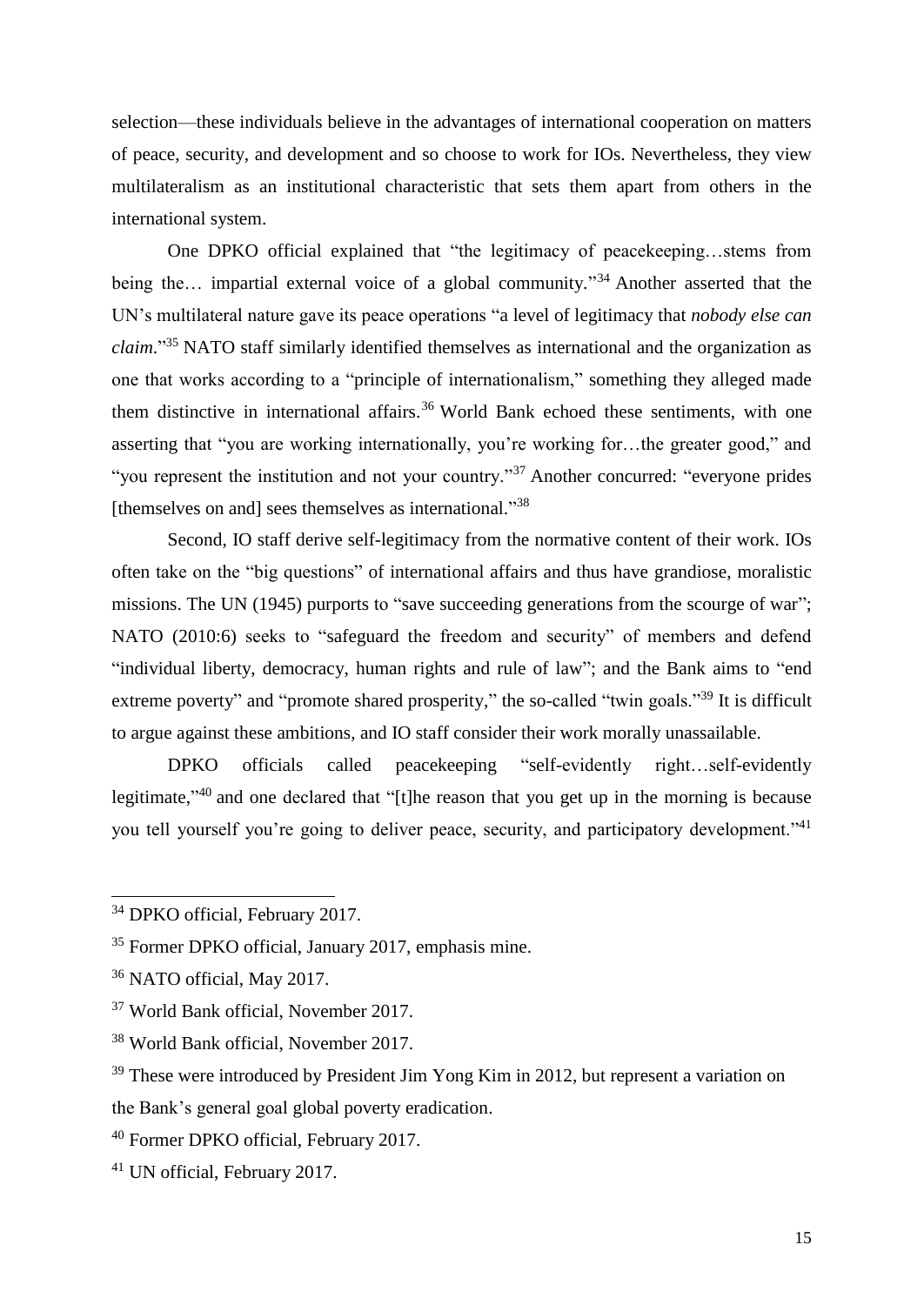selection—these individuals believe in the advantages of international cooperation on matters of peace, security, and development and so choose to work for IOs. Nevertheless, they view multilateralism as an institutional characteristic that sets them apart from others in the international system.

One DPKO official explained that "the legitimacy of peacekeeping…stems from being the… impartial external voice of a global community."[34] Another asserted that the UN's multilateral nature gave its peace operations "a level of legitimacy that *nobody else can claim*."[35] NATO staff similarly identified themselves as international and the organization as one that works according to a "principle of internationalism," something they alleged made them distinctive in international affairs.[36] World Bank echoed these sentiments, with one asserting that "you are working internationally, you're working for…the greater good," and "you represent the institution and not your country."[37] Another concurred: "everyone prides [themselves on and] sees themselves as international."[38]

Second, IO staff derive self-legitimacy from the normative content of their work. IOs often take on the "big questions" of international affairs and thus have grandiose, moralistic missions. The UN (1945) purports to "save succeeding generations from the scourge of war"; NATO (2010:6) seeks to "safeguard the freedom and security" of members and defend "individual liberty, democracy, human rights and rule of law"; and the Bank aims to "end extreme poverty" and "promote shared prosperity," the so-called "twin goals."[39] It is difficult to argue against these ambitions, and IO staff consider their work morally unassailable.

DPKO officials called peacekeeping "self-evidently right…self-evidently legitimate,"[40] and one declared that "[t]he reason that you get up in the morning is because you tell yourself you're going to deliver peace, security, and participatory development."[41]

---

[34] DPKO official, February 2017.

[35] Former DPKO official, January 2017, emphasis mine.

[36] NATO official, May 2017.

[37] World Bank official, November 2017.

[38] World Bank official, November 2017.

[39] These were introduced by President Jim Yong Kim in 2012, but represent a variation on the Bank's general goal global poverty eradication.

[40] Former DPKO official, February 2017.

[41] UN official, February 2017.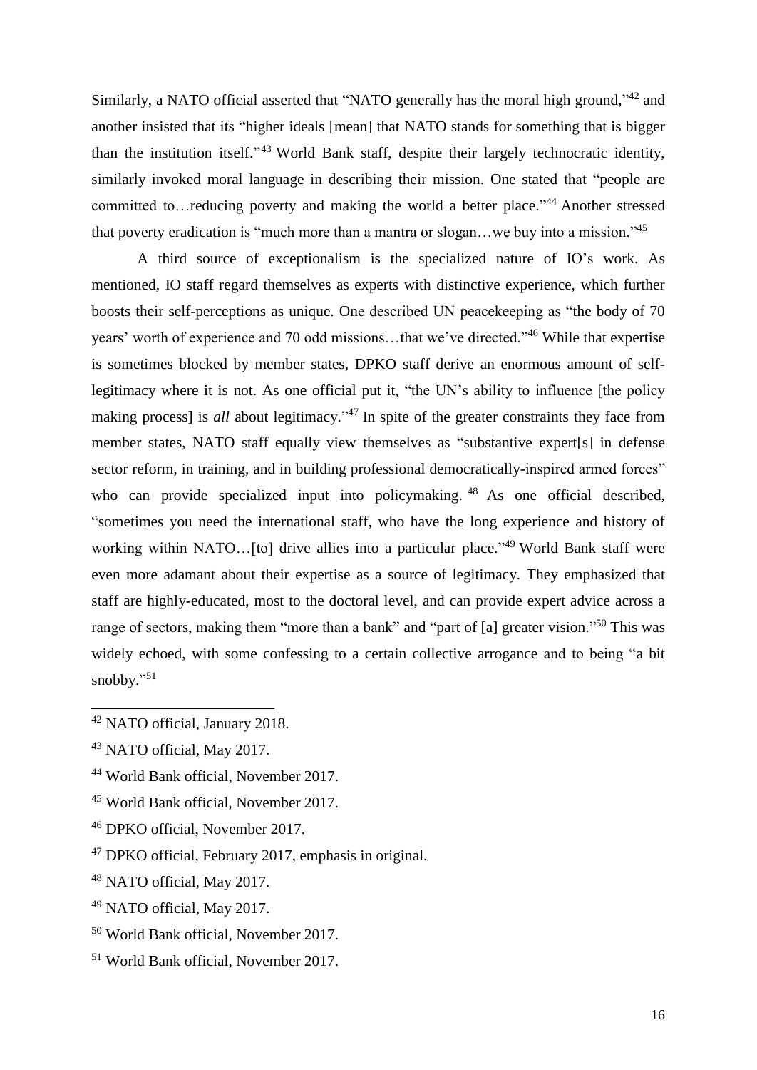Similarly, a NATO official asserted that "NATO generally has the moral high ground,"[42] and another insisted that its "higher ideals [mean] that NATO stands for something that is bigger than the institution itself."[43] World Bank staff, despite their largely technocratic identity, similarly invoked moral language in describing their mission. One stated that "people are committed to…reducing poverty and making the world a better place."[44] Another stressed that poverty eradication is "much more than a mantra or slogan…we buy into a mission."[45]

A third source of exceptionalism is the specialized nature of IO's work. As mentioned, IO staff regard themselves as experts with distinctive experience, which further boosts their self-perceptions as unique. One described UN peacekeeping as "the body of 70 years' worth of experience and 70 odd missions…that we've directed."[46] While that expertise is sometimes blocked by member states, DPKO staff derive an enormous amount of self-legitimacy where it is not. As one official put it, "the UN's ability to influence [the policy making process] is *all* about legitimacy."[47] In spite of the greater constraints they face from member states, NATO staff equally view themselves as "substantive expert[s] in defense sector reform, in training, and in building professional democratically-inspired armed forces" who can provide specialized input into policymaking.[48] As one official described, "sometimes you need the international staff, who have the long experience and history of working within NATO…[to] drive allies into a particular place."[49] World Bank staff were even more adamant about their expertise as a source of legitimacy. They emphasized that staff are highly-educated, most to the doctoral level, and can provide expert advice across a range of sectors, making them "more than a bank" and "part of [a] greater vision."[50] This was widely echoed, with some confessing to a certain collective arrogance and to being "a bit snobby."[51]

---

[42] NATO official, January 2018.

[43] NATO official, May 2017.

[44] World Bank official, November 2017.

[45] World Bank official, November 2017.

[46] DPKO official, November 2017.

[47] DPKO official, February 2017, emphasis in original.

[48] NATO official, May 2017.

[49] NATO official, May 2017.

[50] World Bank official, November 2017.

[51] World Bank official, November 2017.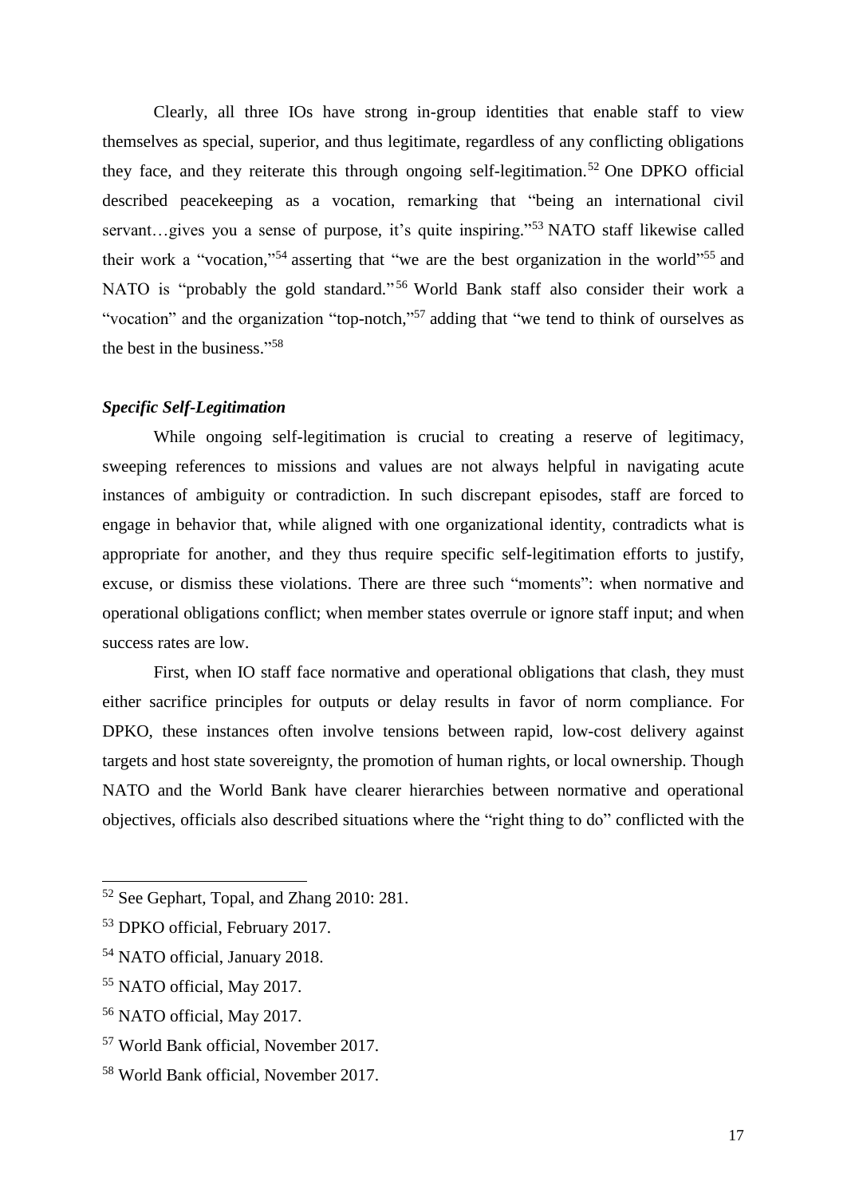Clearly, all three IOs have strong in-group identities that enable staff to view themselves as special, superior, and thus legitimate, regardless of any conflicting obligations they face, and they reiterate this through ongoing self-legitimation.[52] One DPKO official described peacekeeping as a vocation, remarking that "being an international civil servant…gives you a sense of purpose, it's quite inspiring."[53] NATO staff likewise called their work a "vocation,"[54] asserting that "we are the best organization in the world"[55] and NATO is "probably the gold standard."[56] World Bank staff also consider their work a "vocation" and the organization "top-notch,"[57] adding that "we tend to think of ourselves as the best in the business."[58]

### *Specific Self-Legitimation*

While ongoing self-legitimation is crucial to creating a reserve of legitimacy, sweeping references to missions and values are not always helpful in navigating acute instances of ambiguity or contradiction. In such discrepant episodes, staff are forced to engage in behavior that, while aligned with one organizational identity, contradicts what is appropriate for another, and they thus require specific self-legitimation efforts to justify, excuse, or dismiss these violations. There are three such "moments": when normative and operational obligations conflict; when member states overrule or ignore staff input; and when success rates are low.

First, when IO staff face normative and operational obligations that clash, they must either sacrifice principles for outputs or delay results in favor of norm compliance. For DPKO, these instances often involve tensions between rapid, low-cost delivery against targets and host state sovereignty, the promotion of human rights, or local ownership. Though NATO and the World Bank have clearer hierarchies between normative and operational objectives, officials also described situations where the "right thing to do" conflicted with the

---

[52] See Gephart, Topal, and Zhang 2010: 281.

[53] DPKO official, February 2017.

[54] NATO official, January 2018.

[55] NATO official, May 2017.

[56] NATO official, May 2017.

[57] World Bank official, November 2017.

[58] World Bank official, November 2017.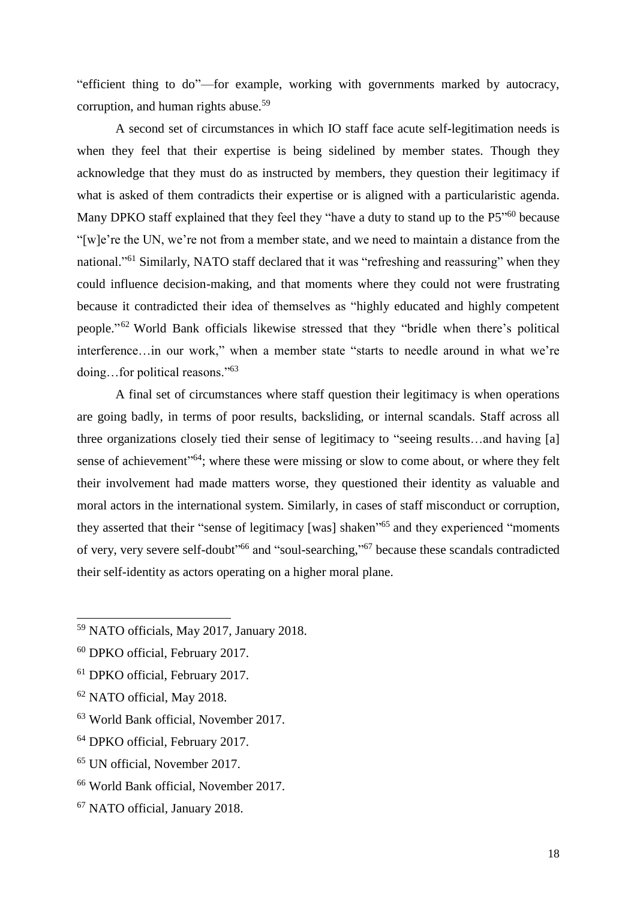"efficient thing to do"—for example, working with governments marked by autocracy, corruption, and human rights abuse.[59]

A second set of circumstances in which IO staff face acute self-legitimation needs is when they feel that their expertise is being sidelined by member states. Though they acknowledge that they must do as instructed by members, they question their legitimacy if what is asked of them contradicts their expertise or is aligned with a particularistic agenda. Many DPKO staff explained that they feel they "have a duty to stand up to the P5"[60] because "[w]e're the UN, we're not from a member state, and we need to maintain a distance from the national."[61] Similarly, NATO staff declared that it was "refreshing and reassuring" when they could influence decision-making, and that moments where they could not were frustrating because it contradicted their idea of themselves as "highly educated and highly competent people."[62] World Bank officials likewise stressed that they "bridle when there's political interference…in our work," when a member state "starts to needle around in what we're doing…for political reasons."[63]

A final set of circumstances where staff question their legitimacy is when operations are going badly, in terms of poor results, backsliding, or internal scandals. Staff across all three organizations closely tied their sense of legitimacy to "seeing results…and having [a] sense of achievement"[64]; where these were missing or slow to come about, or where they felt their involvement had made matters worse, they questioned their identity as valuable and moral actors in the international system. Similarly, in cases of staff misconduct or corruption, they asserted that their "sense of legitimacy [was] shaken"[65] and they experienced "moments of very, very severe self-doubt"[66] and "soul-searching,"[67] because these scandals contradicted their self-identity as actors operating on a higher moral plane.

---

[59] NATO officials, May 2017, January 2018.

[60] DPKO official, February 2017.

[61] DPKO official, February 2017.

[62] NATO official, May 2018.

[63] World Bank official, November 2017.

[64] DPKO official, February 2017.

[65] UN official, November 2017.

[66] World Bank official, November 2017.

[67] NATO official, January 2018.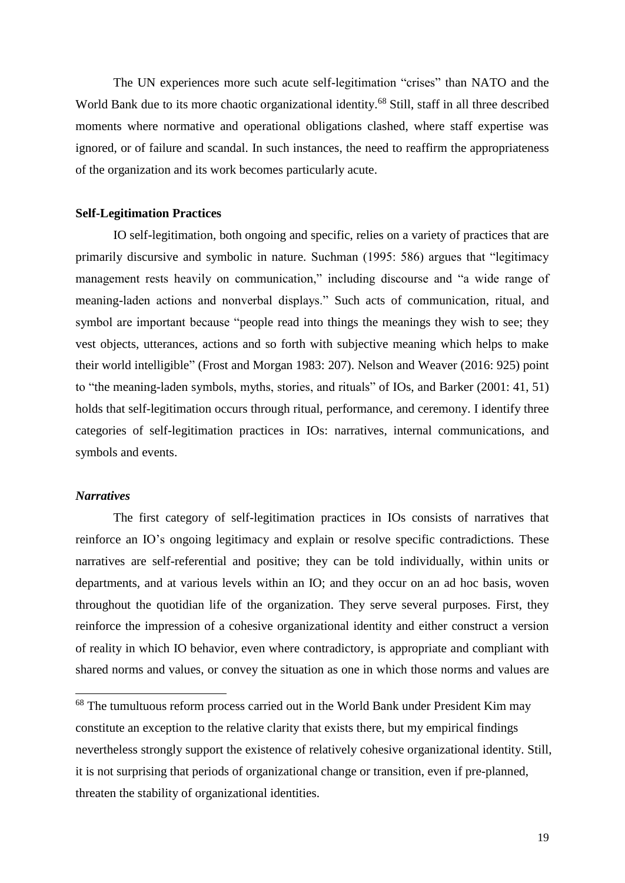The UN experiences more such acute self-legitimation "crises" than NATO and the World Bank due to its more chaotic organizational identity.[68] Still, staff in all three described moments where normative and operational obligations clashed, where staff expertise was ignored, or of failure and scandal. In such instances, the need to reaffirm the appropriateness of the organization and its work becomes particularly acute.

**Self-Legitimation Practices**

IO self-legitimation, both ongoing and specific, relies on a variety of practices that are primarily discursive and symbolic in nature. Suchman (1995: 586) argues that "legitimacy management rests heavily on communication," including discourse and "a wide range of meaning-laden actions and nonverbal displays." Such acts of communication, ritual, and symbol are important because "people read into things the meanings they wish to see; they vest objects, utterances, actions and so forth with subjective meaning which helps to make their world intelligible" (Frost and Morgan 1983: 207). Nelson and Weaver (2016: 925) point to "the meaning-laden symbols, myths, stories, and rituals" of IOs, and Barker (2001: 41, 51) holds that self-legitimation occurs through ritual, performance, and ceremony. I identify three categories of self-legitimation practices in IOs: narratives, internal communications, and symbols and events.

***Narratives***

The first category of self-legitimation practices in IOs consists of narratives that reinforce an IO's ongoing legitimacy and explain or resolve specific contradictions. These narratives are self-referential and positive; they can be told individually, within units or departments, and at various levels within an IO; and they occur on an ad hoc basis, woven throughout the quotidian life of the organization. They serve several purposes. First, they reinforce the impression of a cohesive organizational identity and either construct a version of reality in which IO behavior, even where contradictory, is appropriate and compliant with shared norms and values, or convey the situation as one in which those norms and values are

---

[68] The tumultuous reform process carried out in the World Bank under President Kim may constitute an exception to the relative clarity that exists there, but my empirical findings nevertheless strongly support the existence of relatively cohesive organizational identity. Still, it is not surprising that periods of organizational change or transition, even if pre-planned, threaten the stability of organizational identities.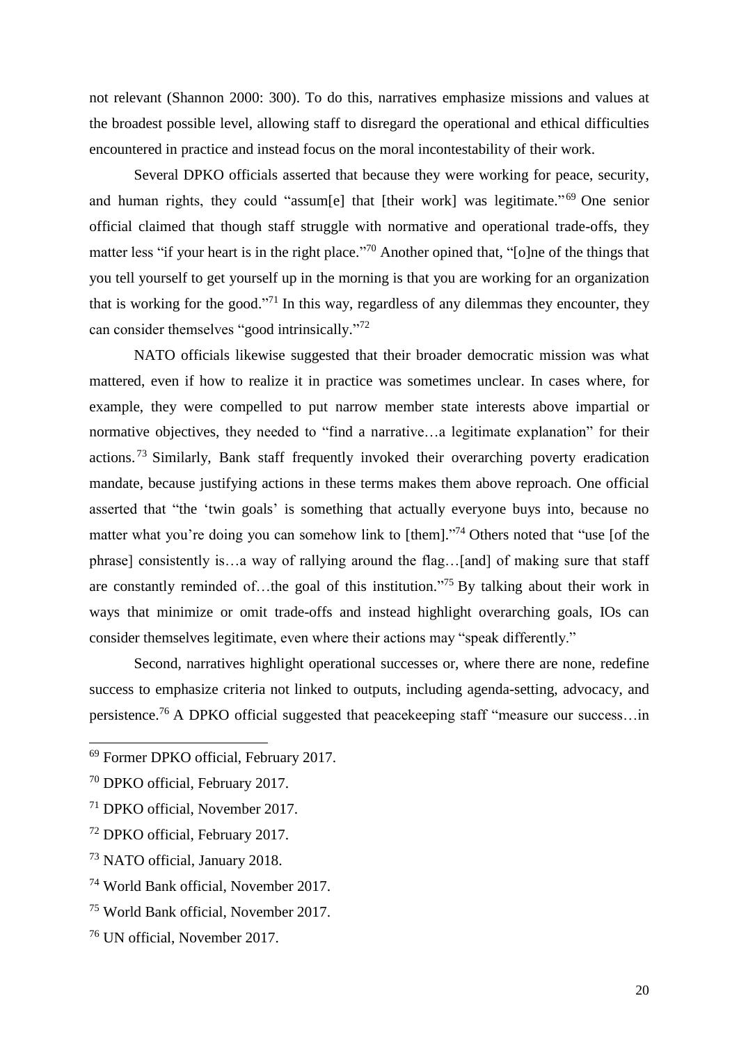not relevant (Shannon 2000: 300). To do this, narratives emphasize missions and values at the broadest possible level, allowing staff to disregard the operational and ethical difficulties encountered in practice and instead focus on the moral incontestability of their work.

Several DPKO officials asserted that because they were working for peace, security, and human rights, they could "assum[e] that [their work] was legitimate."[69] One senior official claimed that though staff struggle with normative and operational trade-offs, they matter less "if your heart is in the right place."[70] Another opined that, "[o]ne of the things that you tell yourself to get yourself up in the morning is that you are working for an organization that is working for the good."[71] In this way, regardless of any dilemmas they encounter, they can consider themselves "good intrinsically."[72]

NATO officials likewise suggested that their broader democratic mission was what mattered, even if how to realize it in practice was sometimes unclear. In cases where, for example, they were compelled to put narrow member state interests above impartial or normative objectives, they needed to "find a narrative…a legitimate explanation" for their actions.[73] Similarly, Bank staff frequently invoked their overarching poverty eradication mandate, because justifying actions in these terms makes them above reproach. One official asserted that "the 'twin goals' is something that actually everyone buys into, because no matter what you're doing you can somehow link to [them]."[74] Others noted that "use [of the phrase] consistently is…a way of rallying around the flag…[and] of making sure that staff are constantly reminded of…the goal of this institution."[75] By talking about their work in ways that minimize or omit trade-offs and instead highlight overarching goals, IOs can consider themselves legitimate, even where their actions may "speak differently."

Second, narratives highlight operational successes or, where there are none, redefine success to emphasize criteria not linked to outputs, including agenda-setting, advocacy, and persistence.[76] A DPKO official suggested that peacekeeping staff "measure our success…in

---

[69] Former DPKO official, February 2017.

[70] DPKO official, February 2017.

[71] DPKO official, November 2017.

[72] DPKO official, February 2017.

[73] NATO official, January 2018.

[74] World Bank official, November 2017.

[75] World Bank official, November 2017.

[76] UN official, November 2017.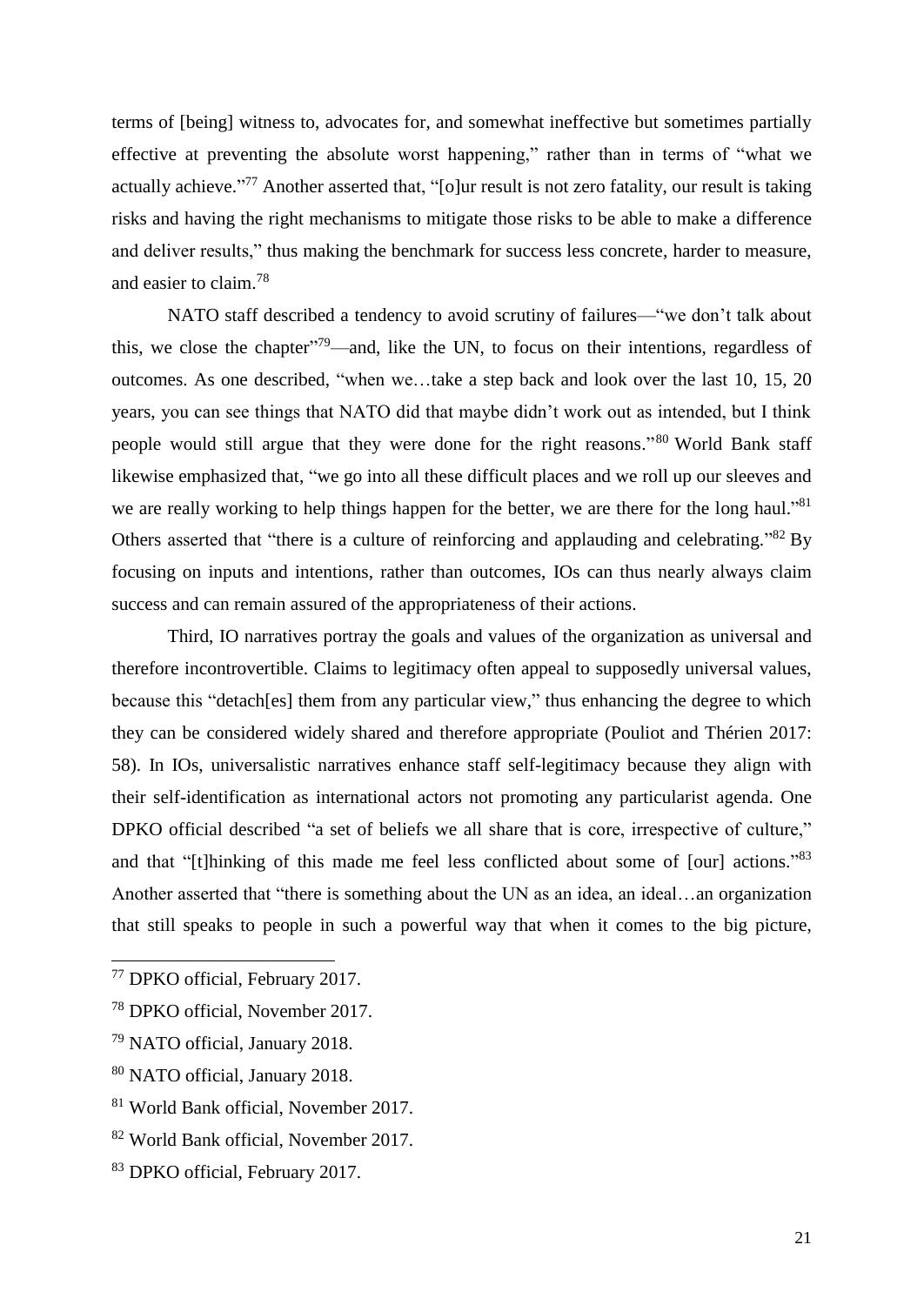terms of [being] witness to, advocates for, and somewhat ineffective but sometimes partially effective at preventing the absolute worst happening," rather than in terms of "what we actually achieve."[77] Another asserted that, "[o]ur result is not zero fatality, our result is taking risks and having the right mechanisms to mitigate those risks to be able to make a difference and deliver results," thus making the benchmark for success less concrete, harder to measure, and easier to claim.[78]

NATO staff described a tendency to avoid scrutiny of failures—"we don't talk about this, we close the chapter"[79]—and, like the UN, to focus on their intentions, regardless of outcomes. As one described, "when we…take a step back and look over the last 10, 15, 20 years, you can see things that NATO did that maybe didn't work out as intended, but I think people would still argue that they were done for the right reasons."[80] World Bank staff likewise emphasized that, "we go into all these difficult places and we roll up our sleeves and we are really working to help things happen for the better, we are there for the long haul."[81] Others asserted that "there is a culture of reinforcing and applauding and celebrating."[82] By focusing on inputs and intentions, rather than outcomes, IOs can thus nearly always claim success and can remain assured of the appropriateness of their actions.

Third, IO narratives portray the goals and values of the organization as universal and therefore incontrovertible. Claims to legitimacy often appeal to supposedly universal values, because this "detach[es] them from any particular view," thus enhancing the degree to which they can be considered widely shared and therefore appropriate (Pouliot and Thérien 2017: 58). In IOs, universalistic narratives enhance staff self-legitimacy because they align with their self-identification as international actors not promoting any particularist agenda. One DPKO official described "a set of beliefs we all share that is core, irrespective of culture," and that "[t]hinking of this made me feel less conflicted about some of [our] actions."[83] Another asserted that "there is something about the UN as an idea, an ideal…an organization that still speaks to people in such a powerful way that when it comes to the big picture,

[77] DPKO official, February 2017.

[78] DPKO official, November 2017.

[79] NATO official, January 2018.

[80] NATO official, January 2018.

[81] World Bank official, November 2017.

[82] World Bank official, November 2017.

[83] DPKO official, February 2017.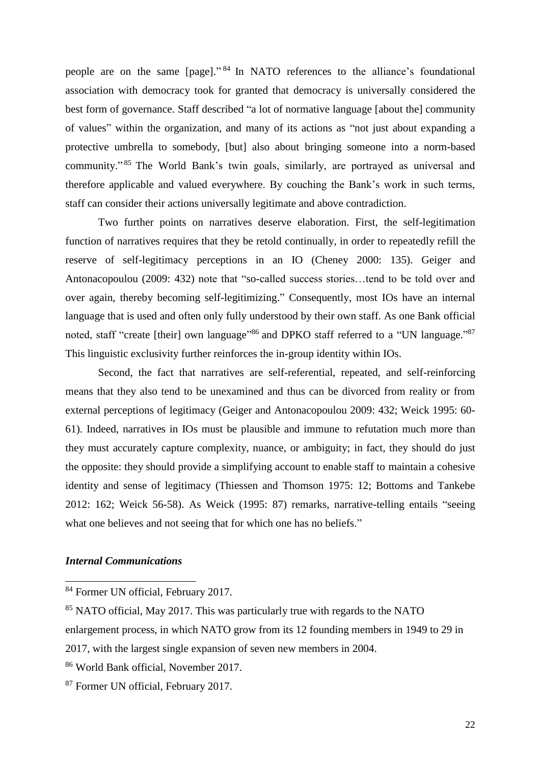people are on the same [page]."[84] In NATO references to the alliance's foundational association with democracy took for granted that democracy is universally considered the best form of governance. Staff described "a lot of normative language [about the] community of values" within the organization, and many of its actions as "not just about expanding a protective umbrella to somebody, [but] also about bringing someone into a norm-based community."[85] The World Bank's twin goals, similarly, are portrayed as universal and therefore applicable and valued everywhere. By couching the Bank's work in such terms, staff can consider their actions universally legitimate and above contradiction.

Two further points on narratives deserve elaboration. First, the self-legitimation function of narratives requires that they be retold continually, in order to repeatedly refill the reserve of self-legitimacy perceptions in an IO (Cheney 2000: 135). Geiger and Antonacopoulou (2009: 432) note that "so-called success stories…tend to be told over and over again, thereby becoming self-legitimizing." Consequently, most IOs have an internal language that is used and often only fully understood by their own staff. As one Bank official noted, staff "create [their] own language"[86] and DPKO staff referred to a "UN language."[87] This linguistic exclusivity further reinforces the in-group identity within IOs.

Second, the fact that narratives are self-referential, repeated, and self-reinforcing means that they also tend to be unexamined and thus can be divorced from reality or from external perceptions of legitimacy (Geiger and Antonacopoulou 2009: 432; Weick 1995: 60-61). Indeed, narratives in IOs must be plausible and immune to refutation much more than they must accurately capture complexity, nuance, or ambiguity; in fact, they should do just the opposite: they should provide a simplifying account to enable staff to maintain a cohesive identity and sense of legitimacy (Thiessen and Thomson 1975: 12; Bottoms and Tankebe 2012: 162; Weick 56-58). As Weick (1995: 87) remarks, narrative-telling entails "seeing what one believes and not seeing that for which one has no beliefs."

### *Internal Communications*

---

[84] Former UN official, February 2017.

[85] NATO official, May 2017. This was particularly true with regards to the NATO enlargement process, in which NATO grow from its 12 founding members in 1949 to 29 in 2017, with the largest single expansion of seven new members in 2004.

[86] World Bank official, November 2017.

[87] Former UN official, February 2017.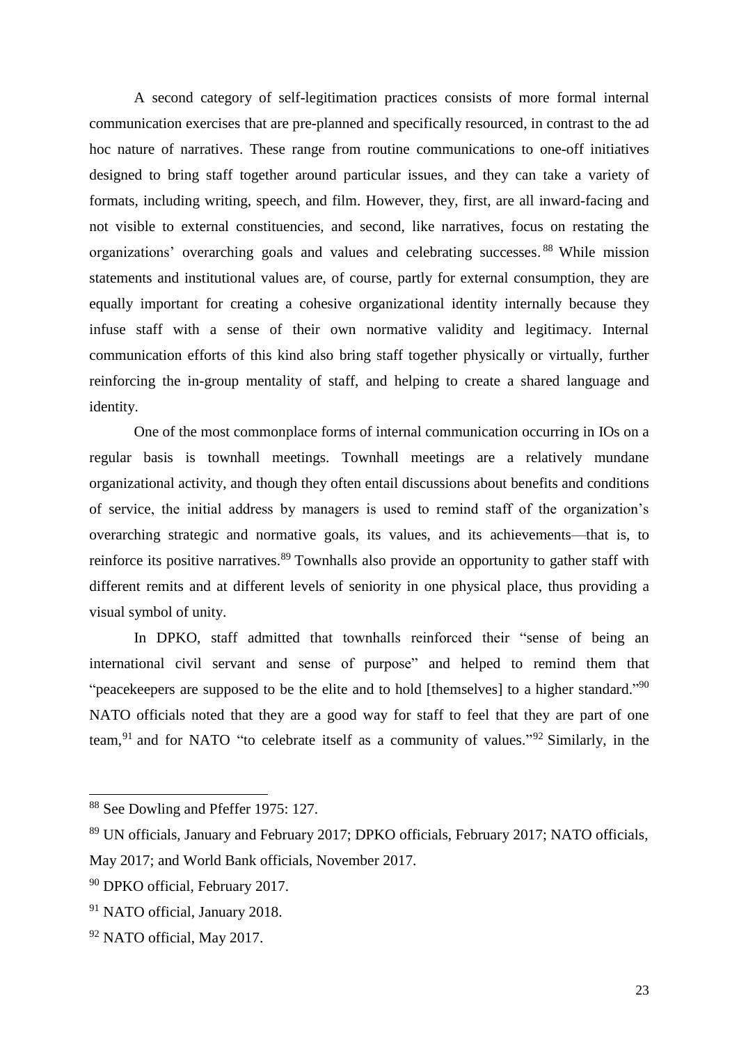A second category of self-legitimation practices consists of more formal internal communication exercises that are pre-planned and specifically resourced, in contrast to the ad hoc nature of narratives. These range from routine communications to one-off initiatives designed to bring staff together around particular issues, and they can take a variety of formats, including writing, speech, and film. However, they, first, are all inward-facing and not visible to external constituencies, and second, like narratives, focus on restating the organizations' overarching goals and values and celebrating successes.[88] While mission statements and institutional values are, of course, partly for external consumption, they are equally important for creating a cohesive organizational identity internally because they infuse staff with a sense of their own normative validity and legitimacy. Internal communication efforts of this kind also bring staff together physically or virtually, further reinforcing the in-group mentality of staff, and helping to create a shared language and identity.

One of the most commonplace forms of internal communication occurring in IOs on a regular basis is townhall meetings. Townhall meetings are a relatively mundane organizational activity, and though they often entail discussions about benefits and conditions of service, the initial address by managers is used to remind staff of the organization's overarching strategic and normative goals, its values, and its achievements—that is, to reinforce its positive narratives.[89] Townhalls also provide an opportunity to gather staff with different remits and at different levels of seniority in one physical place, thus providing a visual symbol of unity.

In DPKO, staff admitted that townhalls reinforced their "sense of being an international civil servant and sense of purpose" and helped to remind them that "peacekeepers are supposed to be the elite and to hold [themselves] to a higher standard."[90] NATO officials noted that they are a good way for staff to feel that they are part of one team,[91] and for NATO "to celebrate itself as a community of values."[92] Similarly, in the

---

[88] See Dowling and Pfeffer 1975: 127.

[89] UN officials, January and February 2017; DPKO officials, February 2017; NATO officials, May 2017; and World Bank officials, November 2017.

[90] DPKO official, February 2017.

[91] NATO official, January 2018.

[92] NATO official, May 2017.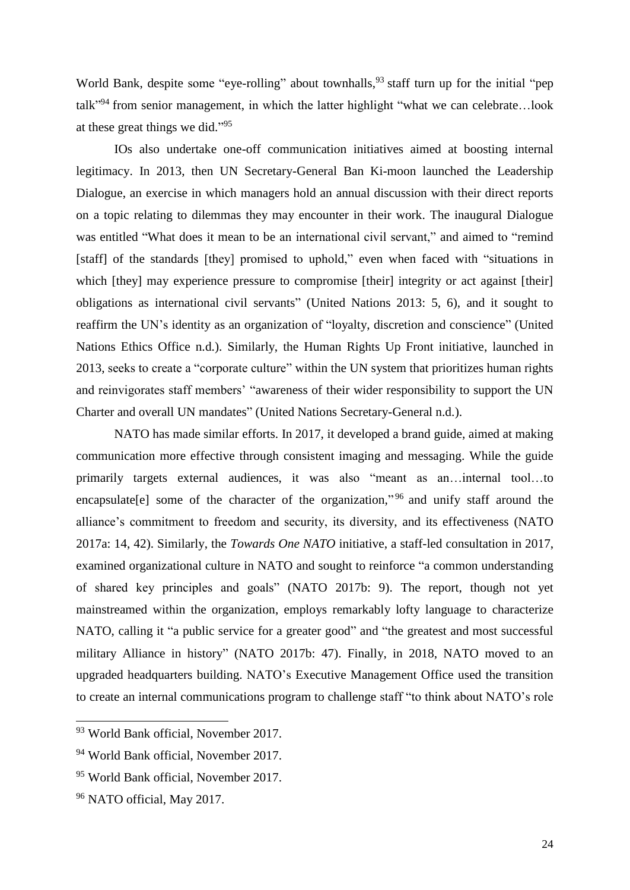World Bank, despite some "eye-rolling" about townhalls,[93] staff turn up for the initial "pep talk"[94] from senior management, in which the latter highlight "what we can celebrate…look at these great things we did."[95]

IOs also undertake one-off communication initiatives aimed at boosting internal legitimacy. In 2013, then UN Secretary-General Ban Ki-moon launched the Leadership Dialogue, an exercise in which managers hold an annual discussion with their direct reports on a topic relating to dilemmas they may encounter in their work. The inaugural Dialogue was entitled "What does it mean to be an international civil servant," and aimed to "remind [staff] of the standards [they] promised to uphold," even when faced with "situations in which [they] may experience pressure to compromise [their] integrity or act against [their] obligations as international civil servants" (United Nations 2013: 5, 6), and it sought to reaffirm the UN's identity as an organization of "loyalty, discretion and conscience" (United Nations Ethics Office n.d.). Similarly, the Human Rights Up Front initiative, launched in 2013, seeks to create a "corporate culture" within the UN system that prioritizes human rights and reinvigorates staff members' "awareness of their wider responsibility to support the UN Charter and overall UN mandates" (United Nations Secretary-General n.d.).

NATO has made similar efforts. In 2017, it developed a brand guide, aimed at making communication more effective through consistent imaging and messaging. While the guide primarily targets external audiences, it was also "meant as an…internal tool…to encapsulate[e] some of the character of the organization,"[96] and unify staff around the alliance's commitment to freedom and security, its diversity, and its effectiveness (NATO 2017a: 14, 42). Similarly, the *Towards One NATO* initiative, a staff-led consultation in 2017, examined organizational culture in NATO and sought to reinforce "a common understanding of shared key principles and goals" (NATO 2017b: 9). The report, though not yet mainstreamed within the organization, employs remarkably lofty language to characterize NATO, calling it "a public service for a greater good" and "the greatest and most successful military Alliance in history" (NATO 2017b: 47). Finally, in 2018, NATO moved to an upgraded headquarters building. NATO's Executive Management Office used the transition to create an internal communications program to challenge staff "to think about NATO's role

[93] World Bank official, November 2017.

[94] World Bank official, November 2017.

[95] World Bank official, November 2017.

[96] NATO official, May 2017.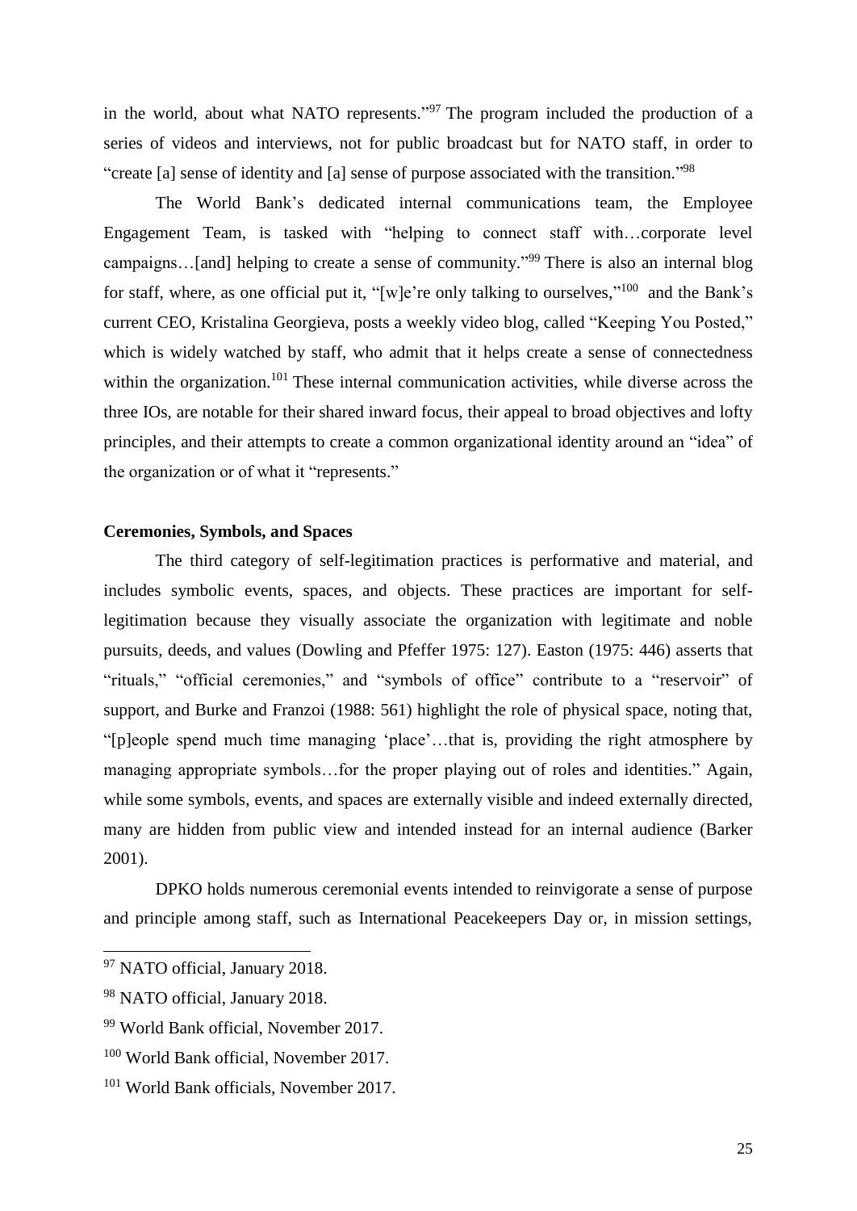in the world, about what NATO represents."[97] The program included the production of a series of videos and interviews, not for public broadcast but for NATO staff, in order to "create [a] sense of identity and [a] sense of purpose associated with the transition."[98]

The World Bank's dedicated internal communications team, the Employee Engagement Team, is tasked with "helping to connect staff with…corporate level campaigns…[and] helping to create a sense of community."[99] There is also an internal blog for staff, where, as one official put it, "[w]e're only talking to ourselves,"[100] and the Bank's current CEO, Kristalina Georgieva, posts a weekly video blog, called "Keeping You Posted," which is widely watched by staff, who admit that it helps create a sense of connectedness within the organization.[101] These internal communication activities, while diverse across the three IOs, are notable for their shared inward focus, their appeal to broad objectives and lofty principles, and their attempts to create a common organizational identity around an "idea" of the organization or of what it "represents."

**Ceremonies, Symbols, and Spaces**

The third category of self-legitimation practices is performative and material, and includes symbolic events, spaces, and objects. These practices are important for self-legitimation because they visually associate the organization with legitimate and noble pursuits, deeds, and values (Dowling and Pfeffer 1975: 127). Easton (1975: 446) asserts that "rituals," "official ceremonies," and "symbols of office" contribute to a "reservoir" of support, and Burke and Franzoi (1988: 561) highlight the role of physical space, noting that, "[p]eople spend much time managing 'place'…that is, providing the right atmosphere by managing appropriate symbols…for the proper playing out of roles and identities." Again, while some symbols, events, and spaces are externally visible and indeed externally directed, many are hidden from public view and intended instead for an internal audience (Barker 2001).

DPKO holds numerous ceremonial events intended to reinvigorate a sense of purpose and principle among staff, such as International Peacekeepers Day or, in mission settings,

[97] NATO official, January 2018.

[98] NATO official, January 2018.

[99] World Bank official, November 2017.

[100] World Bank official, November 2017.

[101] World Bank officials, November 2017.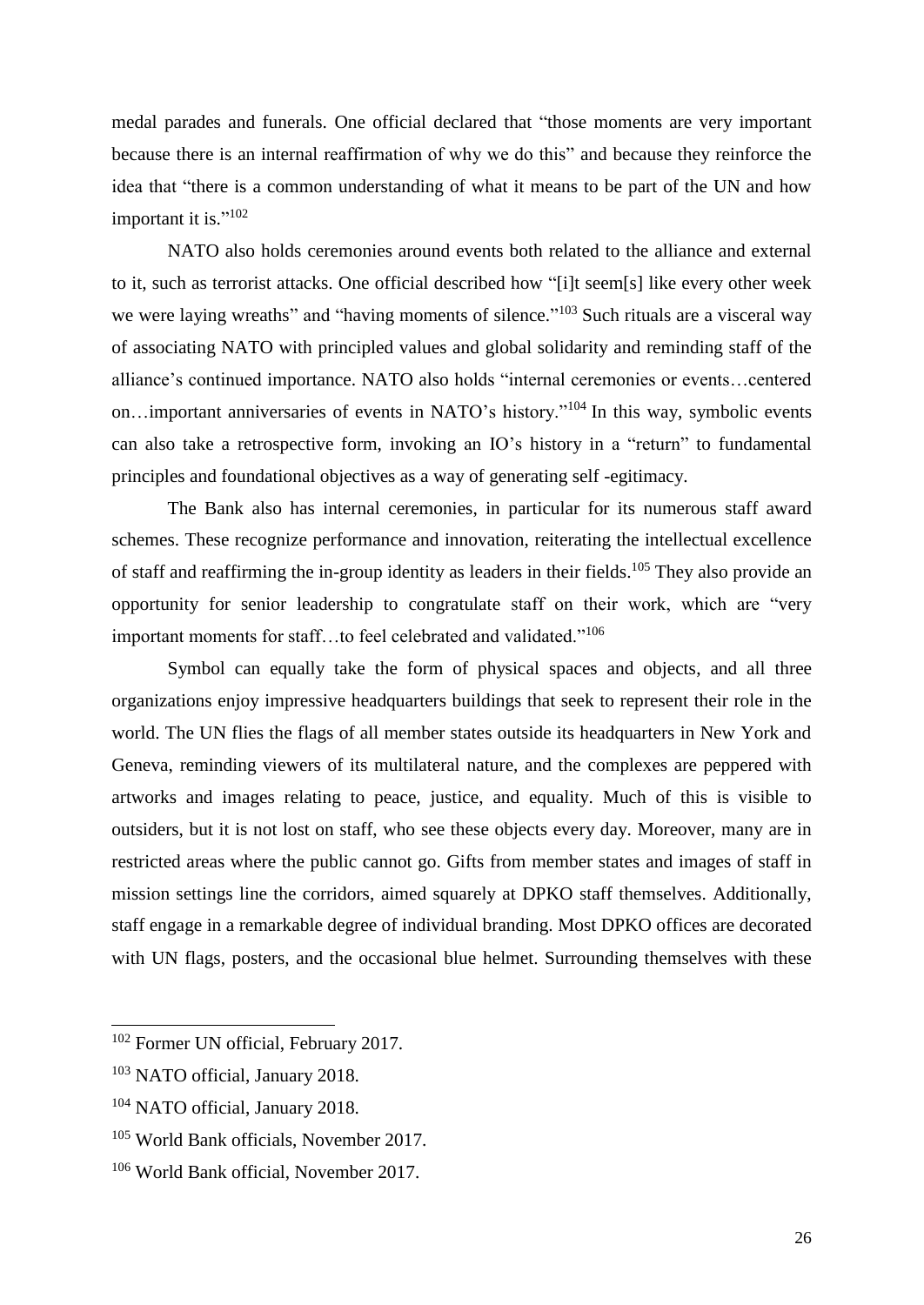medal parades and funerals. One official declared that "those moments are very important because there is an internal reaffirmation of why we do this" and because they reinforce the idea that "there is a common understanding of what it means to be part of the UN and how important it is."[102]

NATO also holds ceremonies around events both related to the alliance and external to it, such as terrorist attacks. One official described how "[i]t seem[s] like every other week we were laying wreaths" and "having moments of silence."[103] Such rituals are a visceral way of associating NATO with principled values and global solidarity and reminding staff of the alliance's continued importance. NATO also holds "internal ceremonies or events…centered on…important anniversaries of events in NATO's history."[104] In this way, symbolic events can also take a retrospective form, invoking an IO's history in a "return" to fundamental principles and foundational objectives as a way of generating self -egitimacy.

The Bank also has internal ceremonies, in particular for its numerous staff award schemes. These recognize performance and innovation, reiterating the intellectual excellence of staff and reaffirming the in-group identity as leaders in their fields.[105] They also provide an opportunity for senior leadership to congratulate staff on their work, which are "very important moments for staff…to feel celebrated and validated."[106]

Symbol can equally take the form of physical spaces and objects, and all three organizations enjoy impressive headquarters buildings that seek to represent their role in the world. The UN flies the flags of all member states outside its headquarters in New York and Geneva, reminding viewers of its multilateral nature, and the complexes are peppered with artworks and images relating to peace, justice, and equality. Much of this is visible to outsiders, but it is not lost on staff, who see these objects every day. Moreover, many are in restricted areas where the public cannot go. Gifts from member states and images of staff in mission settings line the corridors, aimed squarely at DPKO staff themselves. Additionally, staff engage in a remarkable degree of individual branding. Most DPKO offices are decorated with UN flags, posters, and the occasional blue helmet. Surrounding themselves with these

---

[102] Former UN official, February 2017.

[103] NATO official, January 2018.

[104] NATO official, January 2018.

[105] World Bank officials, November 2017.

[106] World Bank official, November 2017.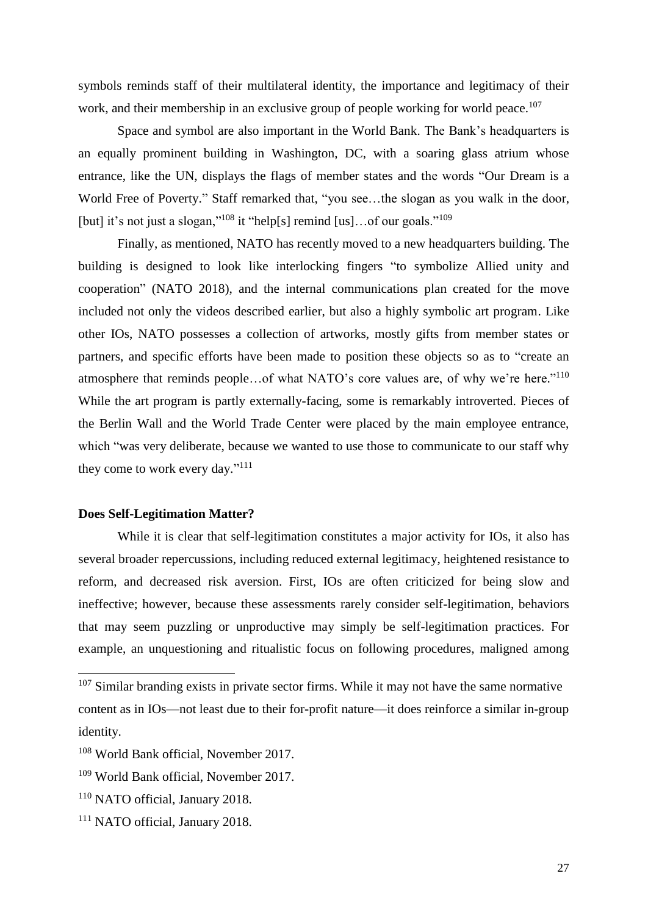symbols reminds staff of their multilateral identity, the importance and legitimacy of their work, and their membership in an exclusive group of people working for world peace.[107]

Space and symbol are also important in the World Bank. The Bank's headquarters is an equally prominent building in Washington, DC, with a soaring glass atrium whose entrance, like the UN, displays the flags of member states and the words "Our Dream is a World Free of Poverty." Staff remarked that, "you see…the slogan as you walk in the door, [but] it's not just a slogan,"[108] it "help[s] remind [us]…of our goals."[109]

Finally, as mentioned, NATO has recently moved to a new headquarters building. The building is designed to look like interlocking fingers "to symbolize Allied unity and cooperation" (NATO 2018), and the internal communications plan created for the move included not only the videos described earlier, but also a highly symbolic art program. Like other IOs, NATO possesses a collection of artworks, mostly gifts from member states or partners, and specific efforts have been made to position these objects so as to "create an atmosphere that reminds people…of what NATO's core values are, of why we're here."[110] While the art program is partly externally-facing, some is remarkably introverted. Pieces of the Berlin Wall and the World Trade Center were placed by the main employee entrance, which "was very deliberate, because we wanted to use those to communicate to our staff why they come to work every day."[111]

**Does Self-Legitimation Matter?**

While it is clear that self-legitimation constitutes a major activity for IOs, it also has several broader repercussions, including reduced external legitimacy, heightened resistance to reform, and decreased risk aversion. First, IOs are often criticized for being slow and ineffective; however, because these assessments rarely consider self-legitimation, behaviors that may seem puzzling or unproductive may simply be self-legitimation practices. For example, an unquestioning and ritualistic focus on following procedures, maligned among

[107] Similar branding exists in private sector firms. While it may not have the same normative content as in IOs—not least due to their for-profit nature—it does reinforce a similar in-group identity.

[108] World Bank official, November 2017.

[109] World Bank official, November 2017.

[110] NATO official, January 2018.

[111] NATO official, January 2018.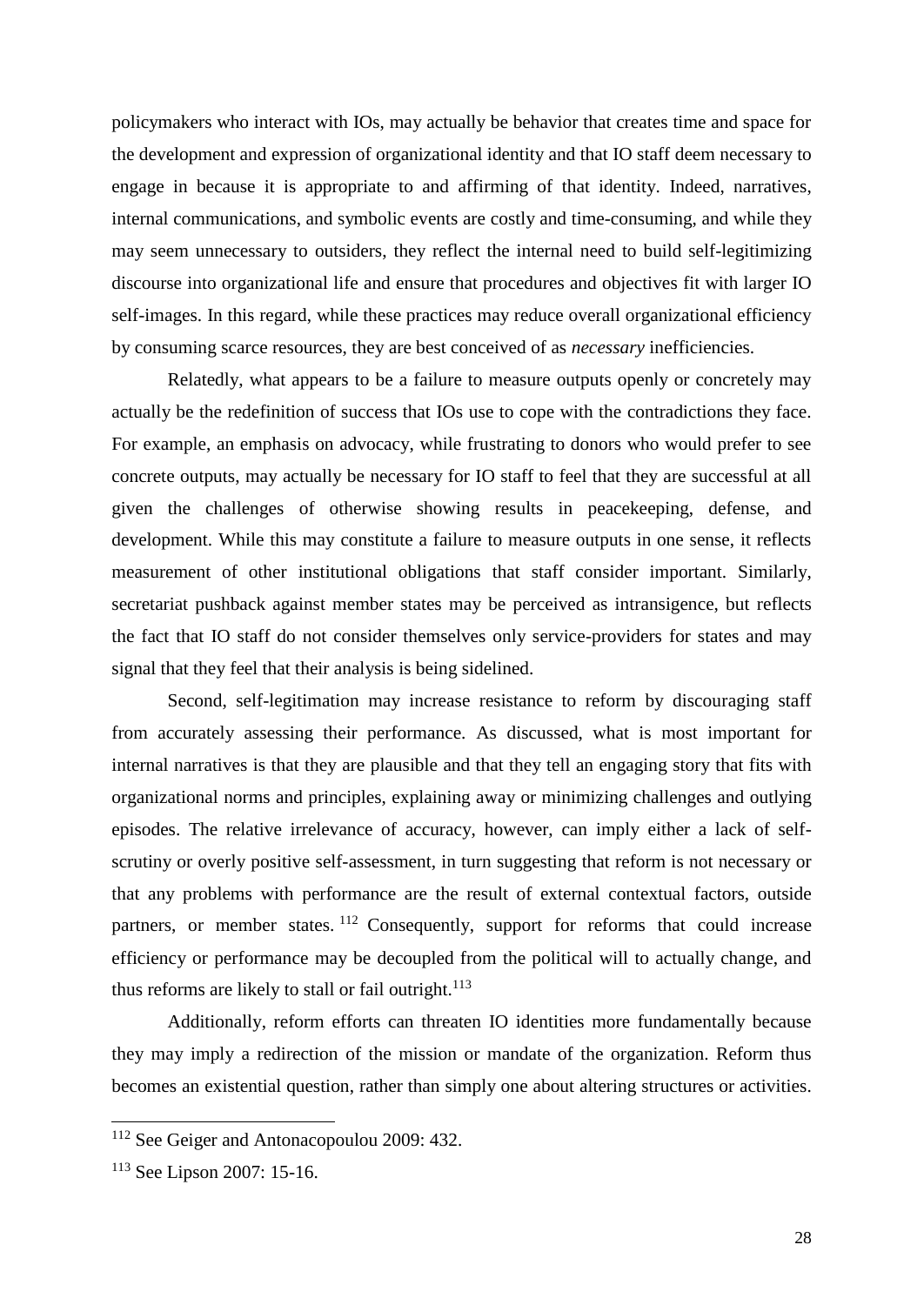policymakers who interact with IOs, may actually be behavior that creates time and space for the development and expression of organizational identity and that IO staff deem necessary to engage in because it is appropriate to and affirming of that identity. Indeed, narratives, internal communications, and symbolic events are costly and time-consuming, and while they may seem unnecessary to outsiders, they reflect the internal need to build self-legitimizing discourse into organizational life and ensure that procedures and objectives fit with larger IO self-images. In this regard, while these practices may reduce overall organizational efficiency by consuming scarce resources, they are best conceived of as *necessary* inefficiencies.

Relatedly, what appears to be a failure to measure outputs openly or concretely may actually be the redefinition of success that IOs use to cope with the contradictions they face. For example, an emphasis on advocacy, while frustrating to donors who would prefer to see concrete outputs, may actually be necessary for IO staff to feel that they are successful at all given the challenges of otherwise showing results in peacekeeping, defense, and development. While this may constitute a failure to measure outputs in one sense, it reflects measurement of other institutional obligations that staff consider important. Similarly, secretariat pushback against member states may be perceived as intransigence, but reflects the fact that IO staff do not consider themselves only service-providers for states and may signal that they feel that their analysis is being sidelined.

Second, self-legitimation may increase resistance to reform by discouraging staff from accurately assessing their performance. As discussed, what is most important for internal narratives is that they are plausible and that they tell an engaging story that fits with organizational norms and principles, explaining away or minimizing challenges and outlying episodes. The relative irrelevance of accuracy, however, can imply either a lack of self-scrutiny or overly positive self-assessment, in turn suggesting that reform is not necessary or that any problems with performance are the result of external contextual factors, outside partners, or member states.[112] Consequently, support for reforms that could increase efficiency or performance may be decoupled from the political will to actually change, and thus reforms are likely to stall or fail outright.[113]

Additionally, reform efforts can threaten IO identities more fundamentally because they may imply a redirection of the mission or mandate of the organization. Reform thus becomes an existential question, rather than simply one about altering structures or activities.

[112] See Geiger and Antonacopoulou 2009: 432.

[113] See Lipson 2007: 15-16.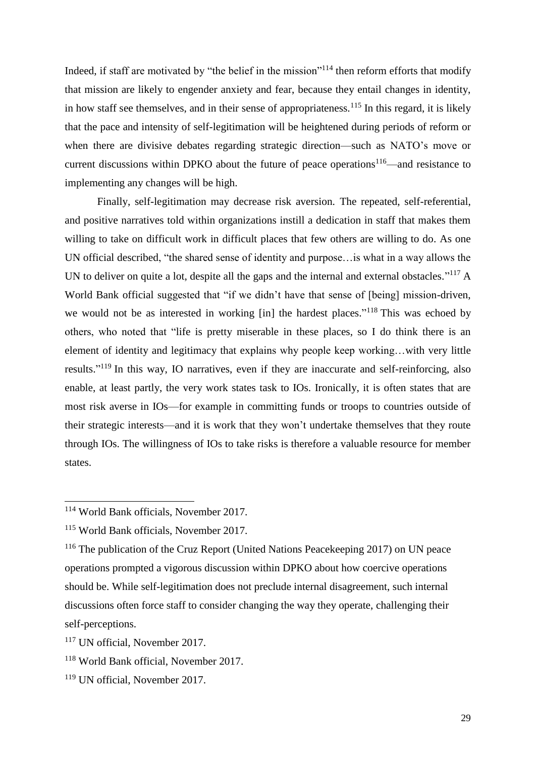Indeed, if staff are motivated by "the belief in the mission"[114] then reform efforts that modify that mission are likely to engender anxiety and fear, because they entail changes in identity, in how staff see themselves, and in their sense of appropriateness.[115] In this regard, it is likely that the pace and intensity of self-legitimation will be heightened during periods of reform or when there are divisive debates regarding strategic direction—such as NATO's move or current discussions within DPKO about the future of peace operations[116]—and resistance to implementing any changes will be high.

Finally, self-legitimation may decrease risk aversion. The repeated, self-referential, and positive narratives told within organizations instill a dedication in staff that makes them willing to take on difficult work in difficult places that few others are willing to do. As one UN official described, "the shared sense of identity and purpose…is what in a way allows the UN to deliver on quite a lot, despite all the gaps and the internal and external obstacles."[117] A World Bank official suggested that "if we didn't have that sense of [being] mission-driven, we would not be as interested in working [in] the hardest places."[118] This was echoed by others, who noted that "life is pretty miserable in these places, so I do think there is an element of identity and legitimacy that explains why people keep working…with very little results."[119] In this way, IO narratives, even if they are inaccurate and self-reinforcing, also enable, at least partly, the very work states task to IOs. Ironically, it is often states that are most risk averse in IOs—for example in committing funds or troops to countries outside of their strategic interests—and it is work that they won't undertake themselves that they route through IOs. The willingness of IOs to take risks is therefore a valuable resource for member states.

---

[114] World Bank officials, November 2017.

[115] World Bank officials, November 2017.

[116] The publication of the Cruz Report (United Nations Peacekeeping 2017) on UN peace operations prompted a vigorous discussion within DPKO about how coercive operations should be. While self-legitimation does not preclude internal disagreement, such internal discussions often force staff to consider changing the way they operate, challenging their self-perceptions.

[117] UN official, November 2017.

[118] World Bank official, November 2017.

[119] UN official, November 2017.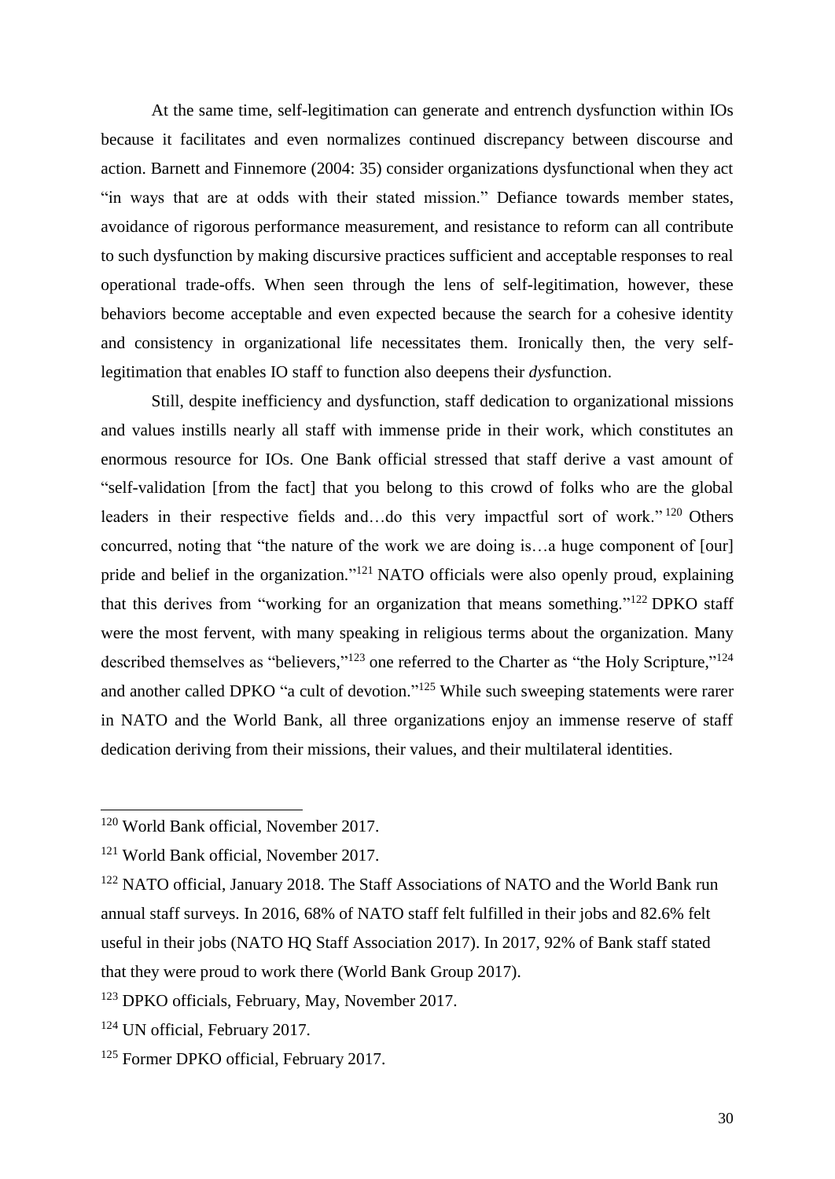At the same time, self-legitimation can generate and entrench dysfunction within IOs because it facilitates and even normalizes continued discrepancy between discourse and action. Barnett and Finnemore (2004: 35) consider organizations dysfunctional when they act "in ways that are at odds with their stated mission." Defiance towards member states, avoidance of rigorous performance measurement, and resistance to reform can all contribute to such dysfunction by making discursive practices sufficient and acceptable responses to real operational trade-offs. When seen through the lens of self-legitimation, however, these behaviors become acceptable and even expected because the search for a cohesive identity and consistency in organizational life necessitates them. Ironically then, the very self-legitimation that enables IO staff to function also deepens their *dys*function.

Still, despite inefficiency and dysfunction, staff dedication to organizational missions and values instills nearly all staff with immense pride in their work, which constitutes an enormous resource for IOs. One Bank official stressed that staff derive a vast amount of "self-validation [from the fact] that you belong to this crowd of folks who are the global leaders in their respective fields and…do this very impactful sort of work."[120] Others concurred, noting that "the nature of the work we are doing is…a huge component of [our] pride and belief in the organization."[121] NATO officials were also openly proud, explaining that this derives from "working for an organization that means something."[122] DPKO staff were the most fervent, with many speaking in religious terms about the organization. Many described themselves as "believers,"[123] one referred to the Charter as "the Holy Scripture,"[124] and another called DPKO "a cult of devotion."[125] While such sweeping statements were rarer in NATO and the World Bank, all three organizations enjoy an immense reserve of staff dedication deriving from their missions, their values, and their multilateral identities.

---

[120] World Bank official, November 2017.

[121] World Bank official, November 2017.

[122] NATO official, January 2018. The Staff Associations of NATO and the World Bank run annual staff surveys. In 2016, 68% of NATO staff felt fulfilled in their jobs and 82.6% felt useful in their jobs (NATO HQ Staff Association 2017). In 2017, 92% of Bank staff stated that they were proud to work there (World Bank Group 2017).

[123] DPKO officials, February, May, November 2017.

[124] UN official, February 2017.

[125] Former DPKO official, February 2017.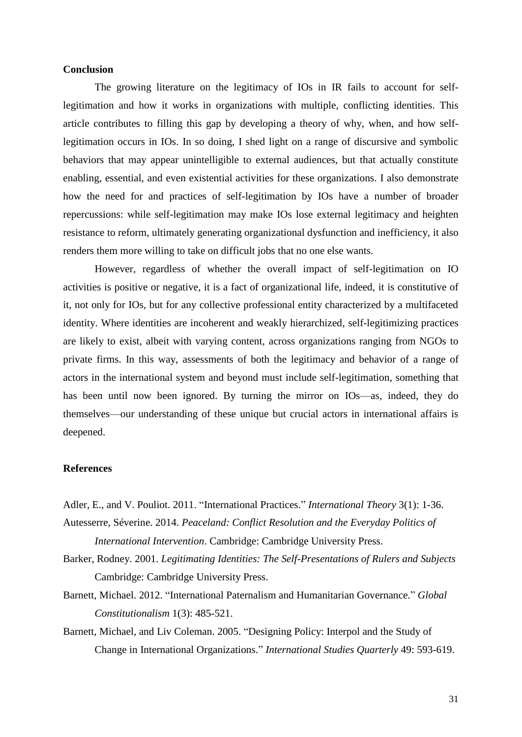**Conclusion**

The growing literature on the legitimacy of IOs in IR fails to account for self-legitimation and how it works in organizations with multiple, conflicting identities. This article contributes to filling this gap by developing a theory of why, when, and how self-legitimation occurs in IOs. In so doing, I shed light on a range of discursive and symbolic behaviors that may appear unintelligible to external audiences, but that actually constitute enabling, essential, and even existential activities for these organizations. I also demonstrate how the need for and practices of self-legitimation by IOs have a number of broader repercussions: while self-legitimation may make IOs lose external legitimacy and heighten resistance to reform, ultimately generating organizational dysfunction and inefficiency, it also renders them more willing to take on difficult jobs that no one else wants.

However, regardless of whether the overall impact of self-legitimation on IO activities is positive or negative, it is a fact of organizational life, indeed, it is constitutive of it, not only for IOs, but for any collective professional entity characterized by a multifaceted identity. Where identities are incoherent and weakly hierarchized, self-legitimizing practices are likely to exist, albeit with varying content, across organizations ranging from NGOs to private firms. In this way, assessments of both the legitimacy and behavior of a range of actors in the international system and beyond must include self-legitimation, something that has been until now been ignored. By turning the mirror on IOs—as, indeed, they do themselves—our understanding of these unique but crucial actors in international affairs is deepened.

**References**

Adler, E., and V. Pouliot. 2011. "International Practices." *International Theory* 3(1): 1-36.

Autesserre, Séverine. 2014. *Peaceland: Conflict Resolution and the Everyday Politics of International Intervention*. Cambridge: Cambridge University Press.

Barker, Rodney. 2001. *Legitimating Identities: The Self-Presentations of Rulers and Subjects* Cambridge: Cambridge University Press.

Barnett, Michael. 2012. "International Paternalism and Humanitarian Governance." *Global Constitutionalism* 1(3): 485-521.

Barnett, Michael, and Liv Coleman. 2005. "Designing Policy: Interpol and the Study of Change in International Organizations." *International Studies Quarterly* 49: 593-619.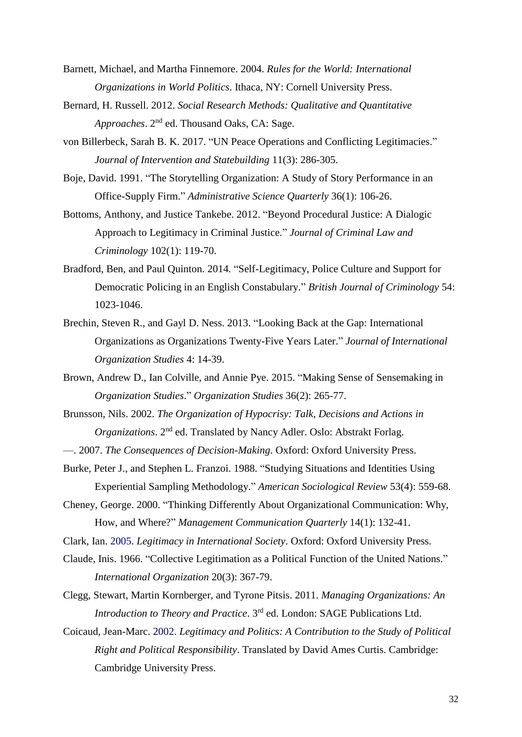Barnett, Michael, and Martha Finnemore. 2004. *Rules for the World: International Organizations in World Politics*. Ithaca, NY: Cornell University Press.

Bernard, H. Russell. 2012. *Social Research Methods: Qualitative and Quantitative Approaches*. 2nd ed. Thousand Oaks, CA: Sage.

von Billerbeck, Sarah B. K. 2017. "UN Peace Operations and Conflicting Legitimacies." *Journal of Intervention and Statebuilding* 11(3): 286-305.

Boje, David. 1991. "The Storytelling Organization: A Study of Story Performance in an Office-Supply Firm." *Administrative Science Quarterly* 36(1): 106-26.

Bottoms, Anthony, and Justice Tankebe. 2012. "Beyond Procedural Justice: A Dialogic Approach to Legitimacy in Criminal Justice." *Journal of Criminal Law and Criminology* 102(1): 119-70.

Bradford, Ben, and Paul Quinton. 2014. "Self-Legitimacy, Police Culture and Support for Democratic Policing in an English Constabulary." *British Journal of Criminology* 54: 1023-1046.

Brechin, Steven R., and Gayl D. Ness. 2013. "Looking Back at the Gap: International Organizations as Organizations Twenty-Five Years Later." *Journal of International Organization Studies* 4: 14-39.

Brown, Andrew D., Ian Colville, and Annie Pye. 2015. "Making Sense of Sensemaking in *Organization Studies*." *Organization Studies* 36(2): 265-77.

Brunsson, Nils. 2002. *The Organization of Hypocrisy: Talk, Decisions and Actions in Organizations*. 2nd ed. Translated by Nancy Adler. Oslo: Abstrakt Forlag.

—. 2007. *The Consequences of Decision-Making*. Oxford: Oxford University Press.

Burke, Peter J., and Stephen L. Franzoi. 1988. "Studying Situations and Identities Using Experiential Sampling Methodology." *American Sociological Review* 53(4): 559-68.

Cheney, George. 2000. "Thinking Differently About Organizational Communication: Why, How, and Where?" *Management Communication Quarterly* 14(1): 132-41.

Clark, Ian. 2005. *Legitimacy in International Society*. Oxford: Oxford University Press.

Claude, Inis. 1966. "Collective Legitimation as a Political Function of the United Nations." *International Organization* 20(3): 367-79.

Clegg, Stewart, Martin Kornberger, and Tyrone Pitsis. 2011. *Managing Organizations: An Introduction to Theory and Practice*. 3rd ed. London: SAGE Publications Ltd.

Coicaud, Jean-Marc. 2002. *Legitimacy and Politics: A Contribution to the Study of Political Right and Political Responsibility*. Translated by David Ames Curtis. Cambridge: Cambridge University Press.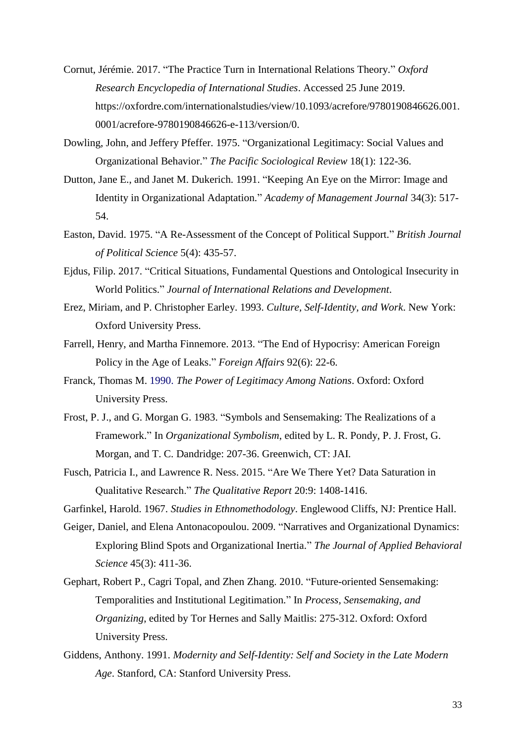Cornut, Jérémie. 2017. "The Practice Turn in International Relations Theory." *Oxford Research Encyclopedia of International Studies*. Accessed 25 June 2019. https://oxfordre.com/internationalstudies/view/10.1093/acrefore/9780190846626.001.0001/acrefore-9780190846626-e-113/version/0.

Dowling, John, and Jeffery Pfeffer. 1975. "Organizational Legitimacy: Social Values and Organizational Behavior." *The Pacific Sociological Review* 18(1): 122-36.

Dutton, Jane E., and Janet M. Dukerich. 1991. "Keeping An Eye on the Mirror: Image and Identity in Organizational Adaptation." *Academy of Management Journal* 34(3): 517-54.

Easton, David. 1975. "A Re-Assessment of the Concept of Political Support." *British Journal of Political Science* 5(4): 435-57.

Ejdus, Filip. 2017. "Critical Situations, Fundamental Questions and Ontological Insecurity in World Politics." *Journal of International Relations and Development*.

Erez, Miriam, and P. Christopher Earley. 1993. *Culture, Self-Identity, and Work*. New York: Oxford University Press.

Farrell, Henry, and Martha Finnemore. 2013. "The End of Hypocrisy: American Foreign Policy in the Age of Leaks." *Foreign Affairs* 92(6): 22-6.

Franck, Thomas M. 1990. *The Power of Legitimacy Among Nations*. Oxford: Oxford University Press.

Frost, P. J., and G. Morgan G. 1983. "Symbols and Sensemaking: The Realizations of a Framework." In *Organizational Symbolism*, edited by L. R. Pondy, P. J. Frost, G. Morgan, and T. C. Dandridge: 207-36. Greenwich, CT: JAI.

Fusch, Patricia I., and Lawrence R. Ness. 2015. "Are We There Yet? Data Saturation in Qualitative Research." *The Qualitative Report* 20:9: 1408-1416.

Garfinkel, Harold. 1967. *Studies in Ethnomethodology*. Englewood Cliffs, NJ: Prentice Hall.

Geiger, Daniel, and Elena Antonacopoulou. 2009. "Narratives and Organizational Dynamics: Exploring Blind Spots and Organizational Inertia." *The Journal of Applied Behavioral Science* 45(3): 411-36.

Gephart, Robert P., Cagri Topal, and Zhen Zhang. 2010. "Future-oriented Sensemaking: Temporalities and Institutional Legitimation." In *Process, Sensemaking, and Organizing*, edited by Tor Hernes and Sally Maitlis: 275-312. Oxford: Oxford University Press.

Giddens, Anthony. 1991. *Modernity and Self-Identity: Self and Society in the Late Modern Age*. Stanford, CA: Stanford University Press.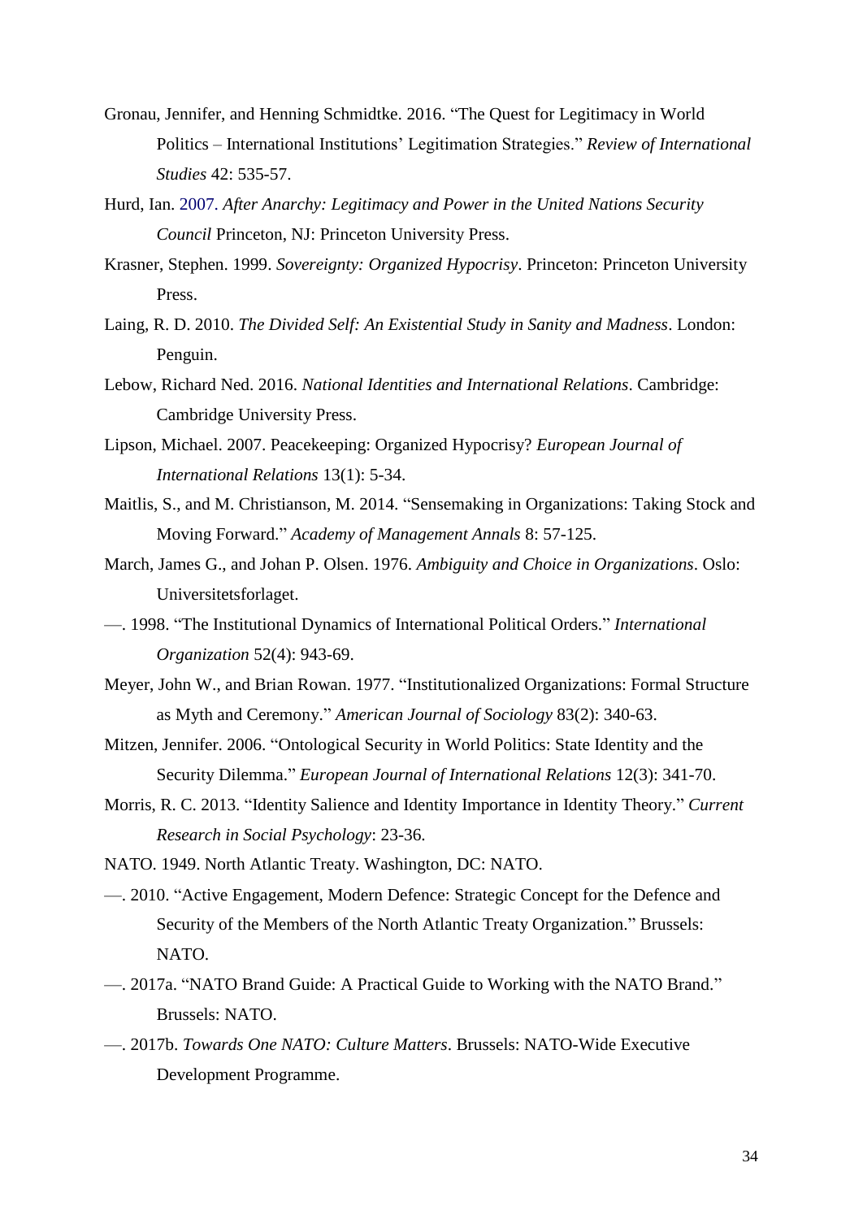Gronau, Jennifer, and Henning Schmidtke. 2016. "The Quest for Legitimacy in World Politics – International Institutions' Legitimation Strategies." *Review of International Studies* 42: 535-57.

Hurd, Ian. 2007. *After Anarchy: Legitimacy and Power in the United Nations Security Council* Princeton, NJ: Princeton University Press.

Krasner, Stephen. 1999. *Sovereignty: Organized Hypocrisy*. Princeton: Princeton University Press.

Laing, R. D. 2010. *The Divided Self: An Existential Study in Sanity and Madness*. London: Penguin.

Lebow, Richard Ned. 2016. *National Identities and International Relations*. Cambridge: Cambridge University Press.

Lipson, Michael. 2007. Peacekeeping: Organized Hypocrisy? *European Journal of International Relations* 13(1): 5-34.

Maitlis, S., and M. Christianson, M. 2014. "Sensemaking in Organizations: Taking Stock and Moving Forward." *Academy of Management Annals* 8: 57-125.

March, James G., and Johan P. Olsen. 1976. *Ambiguity and Choice in Organizations*. Oslo: Universitetsforlaget.

—. 1998. "The Institutional Dynamics of International Political Orders." *International Organization* 52(4): 943-69.

Meyer, John W., and Brian Rowan. 1977. "Institutionalized Organizations: Formal Structure as Myth and Ceremony." *American Journal of Sociology* 83(2): 340-63.

Mitzen, Jennifer. 2006. "Ontological Security in World Politics: State Identity and the Security Dilemma." *European Journal of International Relations* 12(3): 341-70.

Morris, R. C. 2013. "Identity Salience and Identity Importance in Identity Theory." *Current Research in Social Psychology*: 23-36.

NATO. 1949. North Atlantic Treaty. Washington, DC: NATO.

—. 2010. "Active Engagement, Modern Defence: Strategic Concept for the Defence and Security of the Members of the North Atlantic Treaty Organization." Brussels: NATO.

—. 2017a. "NATO Brand Guide: A Practical Guide to Working with the NATO Brand." Brussels: NATO.

—. 2017b. *Towards One NATO: Culture Matters*. Brussels: NATO-Wide Executive Development Programme.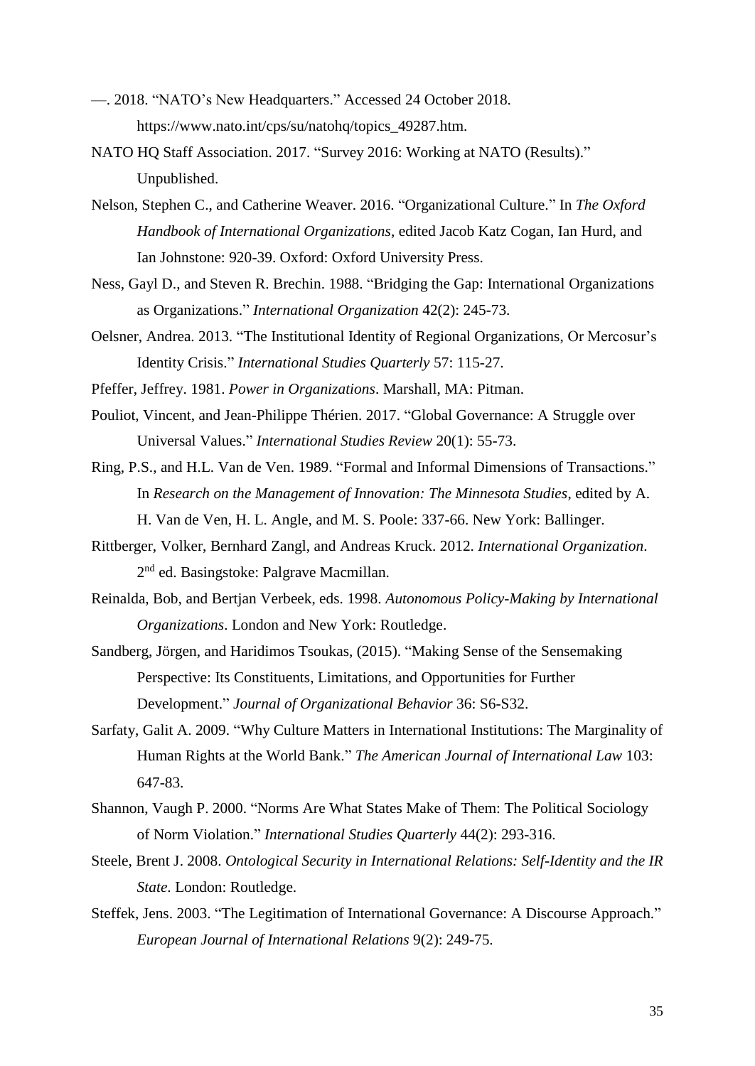—. 2018. "NATO's New Headquarters." Accessed 24 October 2018. https://www.nato.int/cps/su/natohq/topics_49287.htm.

NATO HQ Staff Association. 2017. "Survey 2016: Working at NATO (Results)." Unpublished.

Nelson, Stephen C., and Catherine Weaver. 2016. "Organizational Culture." In *The Oxford Handbook of International Organizations*, edited Jacob Katz Cogan, Ian Hurd, and Ian Johnstone: 920-39. Oxford: Oxford University Press.

Ness, Gayl D., and Steven R. Brechin. 1988. "Bridging the Gap: International Organizations as Organizations." *International Organization* 42(2): 245-73.

Oelsner, Andrea. 2013. "The Institutional Identity of Regional Organizations, Or Mercosur's Identity Crisis." *International Studies Quarterly* 57: 115-27.

Pfeffer, Jeffrey. 1981. *Power in Organizations*. Marshall, MA: Pitman.

Pouliot, Vincent, and Jean-Philippe Thérien. 2017. "Global Governance: A Struggle over Universal Values." *International Studies Review* 20(1): 55-73.

Ring, P.S., and H.L. Van de Ven. 1989. "Formal and Informal Dimensions of Transactions." In *Research on the Management of Innovation: The Minnesota Studies*, edited by A. H. Van de Ven, H. L. Angle, and M. S. Poole: 337-66. New York: Ballinger.

Rittberger, Volker, Bernhard Zangl, and Andreas Kruck. 2012. *International Organization*. 2nd ed. Basingstoke: Palgrave Macmillan.

Reinalda, Bob, and Bertjan Verbeek, eds. 1998. *Autonomous Policy-Making by International Organizations*. London and New York: Routledge.

Sandberg, Jörgen, and Haridimos Tsoukas, (2015). "Making Sense of the Sensemaking Perspective: Its Constituents, Limitations, and Opportunities for Further Development." *Journal of Organizational Behavior* 36: S6-S32.

Sarfaty, Galit A. 2009. "Why Culture Matters in International Institutions: The Marginality of Human Rights at the World Bank." *The American Journal of International Law* 103: 647-83.

Shannon, Vaugh P. 2000. "Norms Are What States Make of Them: The Political Sociology of Norm Violation." *International Studies Quarterly* 44(2): 293-316.

Steele, Brent J. 2008. *Ontological Security in International Relations: Self-Identity and the IR State*. London: Routledge.

Steffek, Jens. 2003. "The Legitimation of International Governance: A Discourse Approach." *European Journal of International Relations* 9(2): 249-75.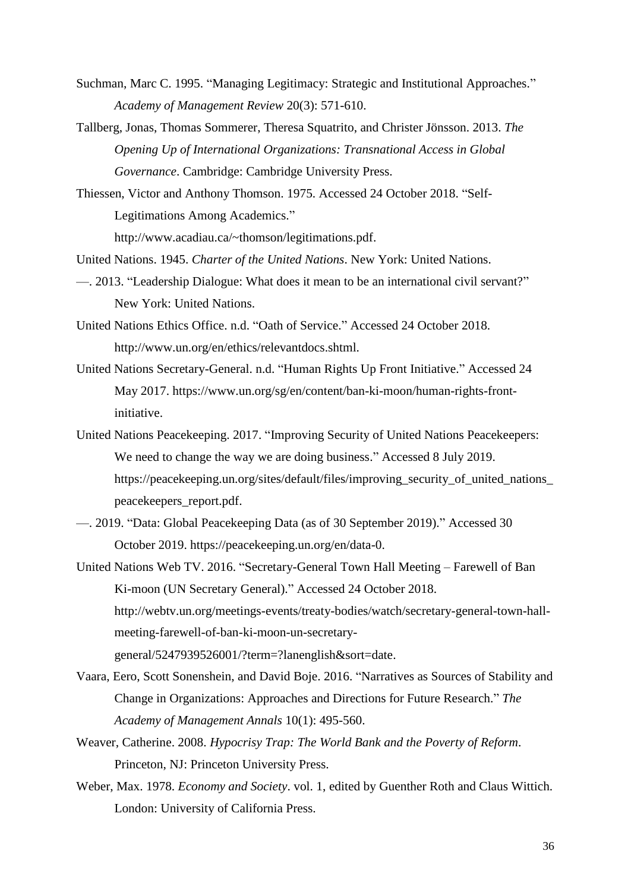Suchman, Marc C. 1995. "Managing Legitimacy: Strategic and Institutional Approaches." *Academy of Management Review* 20(3): 571-610.

Tallberg, Jonas, Thomas Sommerer, Theresa Squatrito, and Christer Jönsson. 2013. *The Opening Up of International Organizations: Transnational Access in Global Governance*. Cambridge: Cambridge University Press.

Thiessen, Victor and Anthony Thomson. 1975. Accessed 24 October 2018. "Self-Legitimations Among Academics." http://www.acadiau.ca/~thomson/legitimations.pdf.

United Nations. 1945. *Charter of the United Nations*. New York: United Nations.

—. 2013. "Leadership Dialogue: What does it mean to be an international civil servant?" New York: United Nations.

United Nations Ethics Office. n.d. "Oath of Service." Accessed 24 October 2018. http://www.un.org/en/ethics/relevantdocs.shtml.

United Nations Secretary-General. n.d. "Human Rights Up Front Initiative." Accessed 24 May 2017. https://www.un.org/sg/en/content/ban-ki-moon/human-rights-front-initiative.

United Nations Peacekeeping. 2017. "Improving Security of United Nations Peacekeepers: We need to change the way we are doing business." Accessed 8 July 2019. https://peacekeeping.un.org/sites/default/files/improving_security_of_united_nations_peacekeepers_report.pdf.

—. 2019. "Data: Global Peacekeeping Data (as of 30 September 2019)." Accessed 30 October 2019. https://peacekeeping.un.org/en/data-0.

United Nations Web TV. 2016. "Secretary-General Town Hall Meeting – Farewell of Ban Ki-moon (UN Secretary General)." Accessed 24 October 2018. http://webtv.un.org/meetings-events/treaty-bodies/watch/secretary-general-town-hall-meeting-farewell-of-ban-ki-moon-un-secretary-general/5247939526001/?term=?lanenglish&sort=date.

Vaara, Eero, Scott Sonenshein, and David Boje. 2016. "Narratives as Sources of Stability and Change in Organizations: Approaches and Directions for Future Research." *The Academy of Management Annals* 10(1): 495-560.

Weaver, Catherine. 2008. *Hypocrisy Trap: The World Bank and the Poverty of Reform*. Princeton, NJ: Princeton University Press.

Weber, Max. 1978. *Economy and Society*. vol. 1, edited by Guenther Roth and Claus Wittich. London: University of California Press.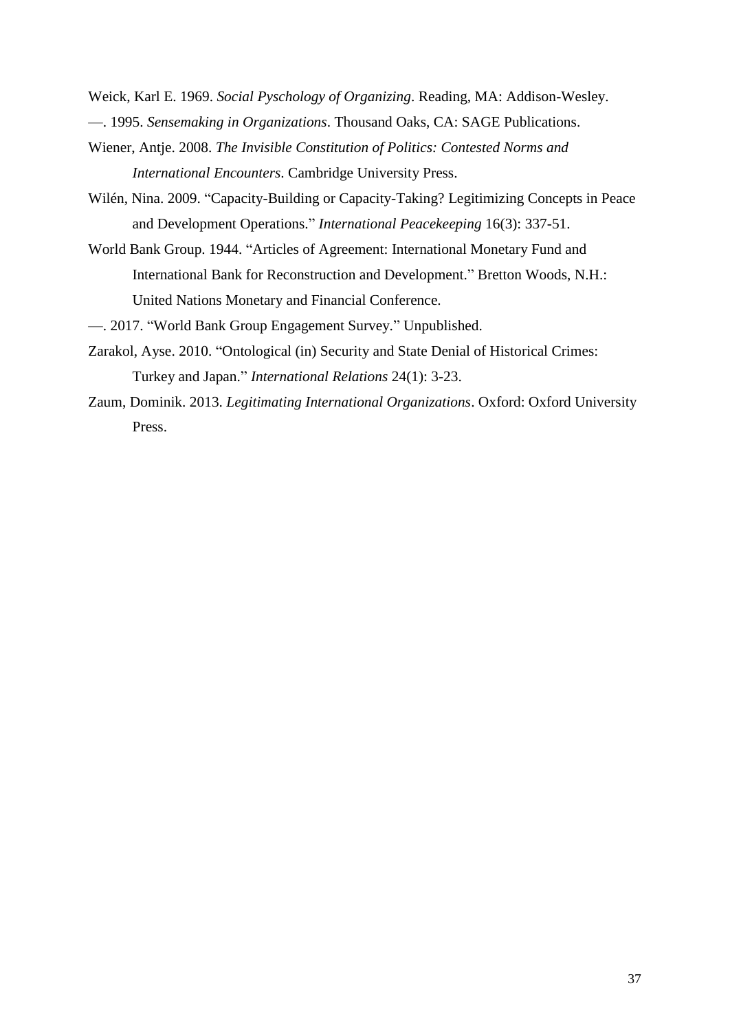Weick, Karl E. 1969. *Social Pyschology of Organizing*. Reading, MA: Addison-Wesley.

—. 1995. *Sensemaking in Organizations*. Thousand Oaks, CA: SAGE Publications.

Wiener, Antje. 2008. *The Invisible Constitution of Politics: Contested Norms and International Encounters*. Cambridge University Press.

Wilén, Nina. 2009. "Capacity-Building or Capacity-Taking? Legitimizing Concepts in Peace and Development Operations." *International Peacekeeping* 16(3): 337-51.

World Bank Group. 1944. "Articles of Agreement: International Monetary Fund and International Bank for Reconstruction and Development." Bretton Woods, N.H.: United Nations Monetary and Financial Conference.

—. 2017. "World Bank Group Engagement Survey." Unpublished.

Zarakol, Ayse. 2010. "Ontological (in) Security and State Denial of Historical Crimes: Turkey and Japan." *International Relations* 24(1): 3-23.

Zaum, Dominik. 2013. *Legitimating International Organizations*. Oxford: Oxford University Press.